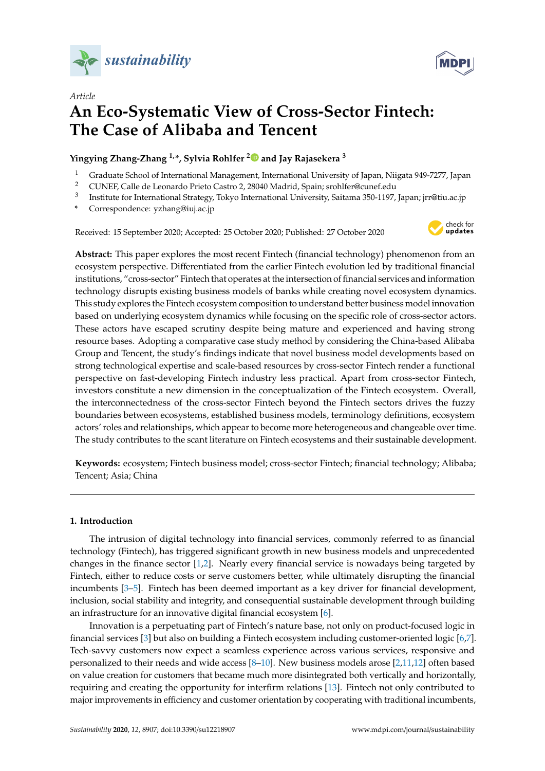*Article*

# An Eco-Systematic View of Cross-Sector Fintech: The Case of Alibaba and Tencent

**Yingying Zhang-Zhang [1,*], Sylvia Rohlfer [2] and Jay Rajasekera [3]**

[1] Graduate School of International Management, International University of Japan, Niigata 949-7277, Japan
[2] CUNEF, Calle de Leonardo Prieto Castro 2, 28040 Madrid, Spain; srohlfer@cunef.edu
[3] Institute for International Strategy, Tokyo International University, Saitama 350-1197, Japan; jrr@tiu.ac.jp
[*] Correspondence: yzhang@iuj.ac.jp

Received: 15 September 2020; Accepted: 25 October 2020; Published: 27 October 2020

**Abstract:** This paper explores the most recent Fintech (financial technology) phenomenon from an ecosystem perspective. Differentiated from the earlier Fintech evolution led by traditional financial institutions, "cross-sector" Fintech that operates at the intersection of financial services and information technology disrupts existing business models of banks while creating novel ecosystem dynamics. This study explores the Fintech ecosystem composition to understand better business model innovation based on underlying ecosystem dynamics while focusing on the specific role of cross-sector actors. These actors have escaped scrutiny despite being mature and experienced and having strong resource bases. Adopting a comparative case study method by considering the China-based Alibaba Group and Tencent, the study's findings indicate that novel business model developments based on strong technological expertise and scale-based resources by cross-sector Fintech render a functional perspective on fast-developing Fintech industry less practical. Apart from cross-sector Fintech, investors constitute a new dimension in the conceptualization of the Fintech ecosystem. Overall, the interconnectedness of the cross-sector Fintech beyond the Fintech sectors drives the fuzzy boundaries between ecosystems, established business models, terminology definitions, ecosystem actors' roles and relationships, which appear to become more heterogeneous and changeable over time. The study contributes to the scant literature on Fintech ecosystems and their sustainable development.

**Keywords:** ecosystem; Fintech business model; cross-sector Fintech; financial technology; Alibaba; Tencent; Asia; China

## 1. Introduction

The intrusion of digital technology into financial services, commonly referred to as financial technology (Fintech), has triggered significant growth in new business models and unprecedented changes in the finance sector [1,2]. Nearly every financial service is nowadays being targeted by Fintech, either to reduce costs or serve customers better, while ultimately disrupting the financial incumbents [3–5]. Fintech has been deemed important as a key driver for financial development, inclusion, social stability and integrity, and consequential sustainable development through building an infrastructure for an innovative digital financial ecosystem [6].

Innovation is a perpetuating part of Fintech's nature base, not only on product-focused logic in financial services [3] but also on building a Fintech ecosystem including customer-oriented logic [6,7]. Tech-savvy customers now expect a seamless experience across various services, responsive and personalized to their needs and wide access [8–10]. New business models arose [2,11,12] often based on value creation for customers that became much more disintegrated both vertically and horizontally, requiring and creating the opportunity for interfirm relations [13]. Fintech not only contributed to major improvements in efficiency and customer orientation by cooperating with traditional incumbents,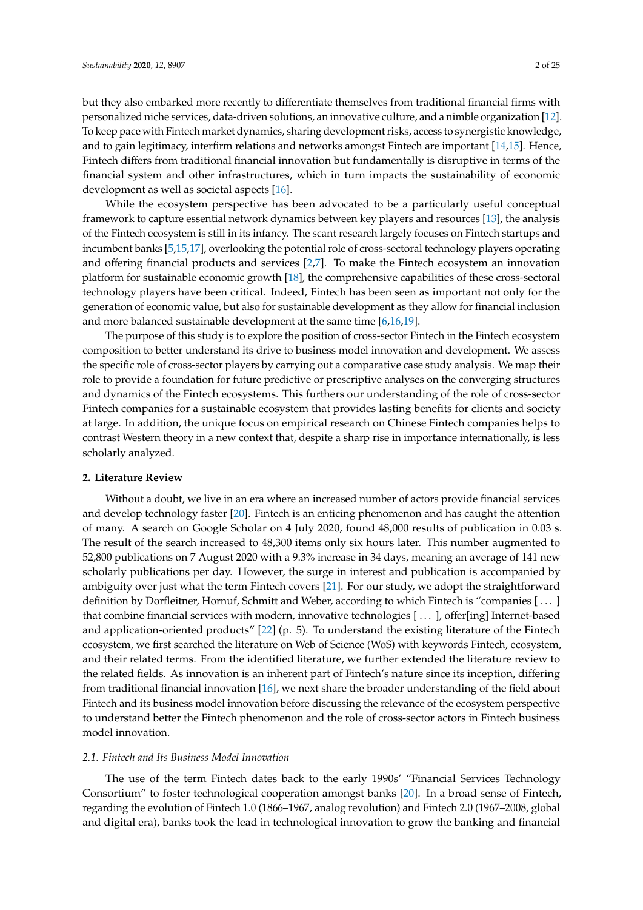but they also embarked more recently to differentiate themselves from traditional financial firms with personalized niche services, data-driven solutions, an innovative culture, and a nimble organization [12]. To keep pace with Fintech market dynamics, sharing development risks, access to synergistic knowledge, and to gain legitimacy, interfirm relations and networks amongst Fintech are important [14,15]. Hence, Fintech differs from traditional financial innovation but fundamentally is disruptive in terms of the financial system and other infrastructures, which in turn impacts the sustainability of economic development as well as societal aspects [16].

While the ecosystem perspective has been advocated to be a particularly useful conceptual framework to capture essential network dynamics between key players and resources [13], the analysis of the Fintech ecosystem is still in its infancy. The scant research largely focuses on Fintech startups and incumbent banks [5,15,17], overlooking the potential role of cross-sectoral technology players operating and offering financial products and services [2,7]. To make the Fintech ecosystem an innovation platform for sustainable economic growth [18], the comprehensive capabilities of these cross-sectoral technology players have been critical. Indeed, Fintech has been seen as important not only for the generation of economic value, but also for sustainable development as they allow for financial inclusion and more balanced sustainable development at the same time [6,16,19].

The purpose of this study is to explore the position of cross-sector Fintech in the Fintech ecosystem composition to better understand its drive to business model innovation and development. We assess the specific role of cross-sector players by carrying out a comparative case study analysis. We map their role to provide a foundation for future predictive or prescriptive analyses on the converging structures and dynamics of the Fintech ecosystems. This furthers our understanding of the role of cross-sector Fintech companies for a sustainable ecosystem that provides lasting benefits for clients and society at large. In addition, the unique focus on empirical research on Chinese Fintech companies helps to contrast Western theory in a new context that, despite a sharp rise in importance internationally, is less scholarly analyzed.

## 2. Literature Review

Without a doubt, we live in an era where an increased number of actors provide financial services and develop technology faster [20]. Fintech is an enticing phenomenon and has caught the attention of many. A search on Google Scholar on 4 July 2020, found 48,000 results of publication in 0.03 s. The result of the search increased to 48,300 items only six hours later. This number augmented to 52,800 publications on 7 August 2020 with a 9.3% increase in 34 days, meaning an average of 141 new scholarly publications per day. However, the surge in interest and publication is accompanied by ambiguity over just what the term Fintech covers [21]. For our study, we adopt the straightforward definition by Dorfleitner, Hornuf, Schmitt and Weber, according to which Fintech is "companies [ ... ] that combine financial services with modern, innovative technologies [ ... ], offer[ing] Internet-based and application-oriented products" [22] (p. 5). To understand the existing literature of the Fintech ecosystem, we first searched the literature on Web of Science (WoS) with keywords Fintech, ecosystem, and their related terms. From the identified literature, we further extended the literature review to the related fields. As innovation is an inherent part of Fintech's nature since its inception, differing from traditional financial innovation [16], we next share the broader understanding of the field about Fintech and its business model innovation before discussing the relevance of the ecosystem perspective to understand better the Fintech phenomenon and the role of cross-sector actors in Fintech business model innovation.

### *2.1. Fintech and Its Business Model Innovation*

The use of the term Fintech dates back to the early 1990s' "Financial Services Technology Consortium" to foster technological cooperation amongst banks [20]. In a broad sense of Fintech, regarding the evolution of Fintech 1.0 (1866–1967, analog revolution) and Fintech 2.0 (1967–2008, global and digital era), banks took the lead in technological innovation to grow the banking and financial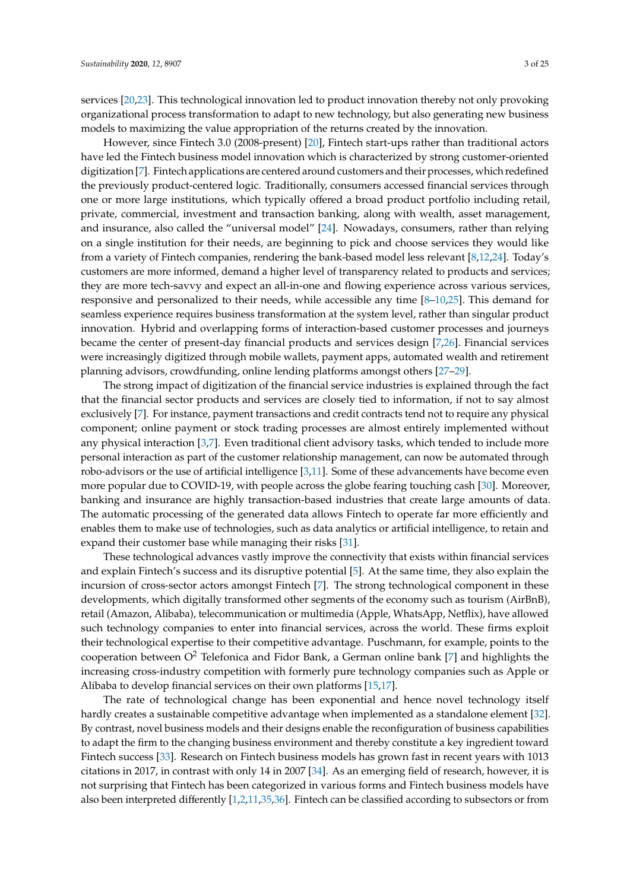services [20,23]. This technological innovation led to product innovation thereby not only provoking organizational process transformation to adapt to new technology, but also generating new business models to maximizing the value appropriation of the returns created by the innovation.

However, since Fintech 3.0 (2008-present) [20], Fintech start-ups rather than traditional actors have led the Fintech business model innovation which is characterized by strong customer-oriented digitization [7]. Fintech applications are centered around customers and their processes, which redefined the previously product-centered logic. Traditionally, consumers accessed financial services through one or more large institutions, which typically offered a broad product portfolio including retail, private, commercial, investment and transaction banking, along with wealth, asset management, and insurance, also called the "universal model" [24]. Nowadays, consumers, rather than relying on a single institution for their needs, are beginning to pick and choose services they would like from a variety of Fintech companies, rendering the bank-based model less relevant [8,12,24]. Today's customers are more informed, demand a higher level of transparency related to products and services; they are more tech-savvy and expect an all-in-one and flowing experience across various services, responsive and personalized to their needs, while accessible any time [8–10,25]. This demand for seamless experience requires business transformation at the system level, rather than singular product innovation. Hybrid and overlapping forms of interaction-based customer processes and journeys became the center of present-day financial products and services design [7,26]. Financial services were increasingly digitized through mobile wallets, payment apps, automated wealth and retirement planning advisors, crowdfunding, online lending platforms amongst others [27–29].

The strong impact of digitization of the financial service industries is explained through the fact that the financial sector products and services are closely tied to information, if not to say almost exclusively [7]. For instance, payment transactions and credit contracts tend not to require any physical component; online payment or stock trading processes are almost entirely implemented without any physical interaction [3,7]. Even traditional client advisory tasks, which tended to include more personal interaction as part of the customer relationship management, can now be automated through robo-advisors or the use of artificial intelligence [3,11]. Some of these advancements have become even more popular due to COVID-19, with people across the globe fearing touching cash [30]. Moreover, banking and insurance are highly transaction-based industries that create large amounts of data. The automatic processing of the generated data allows Fintech to operate far more efficiently and enables them to make use of technologies, such as data analytics or artificial intelligence, to retain and expand their customer base while managing their risks [31].

These technological advances vastly improve the connectivity that exists within financial services and explain Fintech's success and its disruptive potential [5]. At the same time, they also explain the incursion of cross-sector actors amongst Fintech [7]. The strong technological component in these developments, which digitally transformed other segments of the economy such as tourism (AirBnB), retail (Amazon, Alibaba), telecommunication or multimedia (Apple, WhatsApp, Netflix), have allowed such technology companies to enter into financial services, across the world. These firms exploit their technological expertise to their competitive advantage. Puschmann, for example, points to the cooperation between $O^2$ Telefonica and Fidor Bank, a German online bank [7] and highlights the increasing cross-industry competition with formerly pure technology companies such as Apple or Alibaba to develop financial services on their own platforms [15,17].

The rate of technological change has been exponential and hence novel technology itself hardly creates a sustainable competitive advantage when implemented as a standalone element [32]. By contrast, novel business models and their designs enable the reconfiguration of business capabilities to adapt the firm to the changing business environment and thereby constitute a key ingredient toward Fintech success [33]. Research on Fintech business models has grown fast in recent years with 1013 citations in 2017, in contrast with only 14 in 2007 [34]. As an emerging field of research, however, it is not surprising that Fintech has been categorized in various forms and Fintech business models have also been interpreted differently [1,2,11,35,36]. Fintech can be classified according to subsectors or from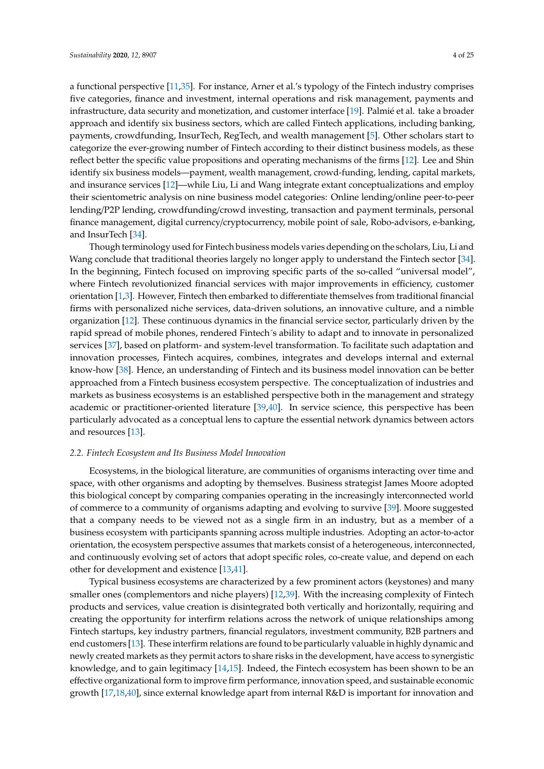a functional perspective [11,35]. For instance, Arner et al.'s typology of the Fintech industry comprises five categories, finance and investment, internal operations and risk management, payments and infrastructure, data security and monetization, and customer interface [19]. Palmié et al. take a broader approach and identify six business sectors, which are called Fintech applications, including banking, payments, crowdfunding, InsurTech, RegTech, and wealth management [5]. Other scholars start to categorize the ever-growing number of Fintech according to their distinct business models, as these reflect better the specific value propositions and operating mechanisms of the firms [12]. Lee and Shin identify six business models—payment, wealth management, crowd-funding, lending, capital markets, and insurance services [12]—while Liu, Li and Wang integrate extant conceptualizations and employ their scientometric analysis on nine business model categories: Online lending/online peer-to-peer lending/P2P lending, crowdfunding/crowd investing, transaction and payment terminals, personal finance management, digital currency/cryptocurrency, mobile point of sale, Robo-advisors, e-banking, and InsurTech [34].

Though terminology used for Fintech business models varies depending on the scholars, Liu, Li and Wang conclude that traditional theories largely no longer apply to understand the Fintech sector [34]. In the beginning, Fintech focused on improving specific parts of the so-called "universal model", where Fintech revolutionized financial services with major improvements in efficiency, customer orientation [1,3]. However, Fintech then embarked to differentiate themselves from traditional financial firms with personalized niche services, data-driven solutions, an innovative culture, and a nimble organization [12]. These continuous dynamics in the financial service sector, particularly driven by the rapid spread of mobile phones, rendered Fintech´s ability to adapt and to innovate in personalized services [37], based on platform- and system-level transformation. To facilitate such adaptation and innovation processes, Fintech acquires, combines, integrates and develops internal and external know-how [38]. Hence, an understanding of Fintech and its business model innovation can be better approached from a Fintech business ecosystem perspective. The conceptualization of industries and markets as business ecosystems is an established perspective both in the management and strategy academic or practitioner-oriented literature [39,40]. In service science, this perspective has been particularly advocated as a conceptual lens to capture the essential network dynamics between actors and resources [13].

### 2.2. Fintech Ecosystem and Its Business Model Innovation

Ecosystems, in the biological literature, are communities of organisms interacting over time and space, with other organisms and adopting by themselves. Business strategist James Moore adopted this biological concept by comparing companies operating in the increasingly interconnected world of commerce to a community of organisms adapting and evolving to survive [39]. Moore suggested that a company needs to be viewed not as a single firm in an industry, but as a member of a business ecosystem with participants spanning across multiple industries. Adopting an actor-to-actor orientation, the ecosystem perspective assumes that markets consist of a heterogeneous, interconnected, and continuously evolving set of actors that adopt specific roles, co-create value, and depend on each other for development and existence [13,41].

Typical business ecosystems are characterized by a few prominent actors (keystones) and many smaller ones (complementors and niche players) [12,39]. With the increasing complexity of Fintech products and services, value creation is disintegrated both vertically and horizontally, requiring and creating the opportunity for interfirm relations across the network of unique relationships among Fintech startups, key industry partners, financial regulators, investment community, B2B partners and end customers [13]. These interfirm relations are found to be particularly valuable in highly dynamic and newly created markets as they permit actors to share risks in the development, have access to synergistic knowledge, and to gain legitimacy [14,15]. Indeed, the Fintech ecosystem has been shown to be an effective organizational form to improve firm performance, innovation speed, and sustainable economic growth [17,18,40], since external knowledge apart from internal R&D is important for innovation and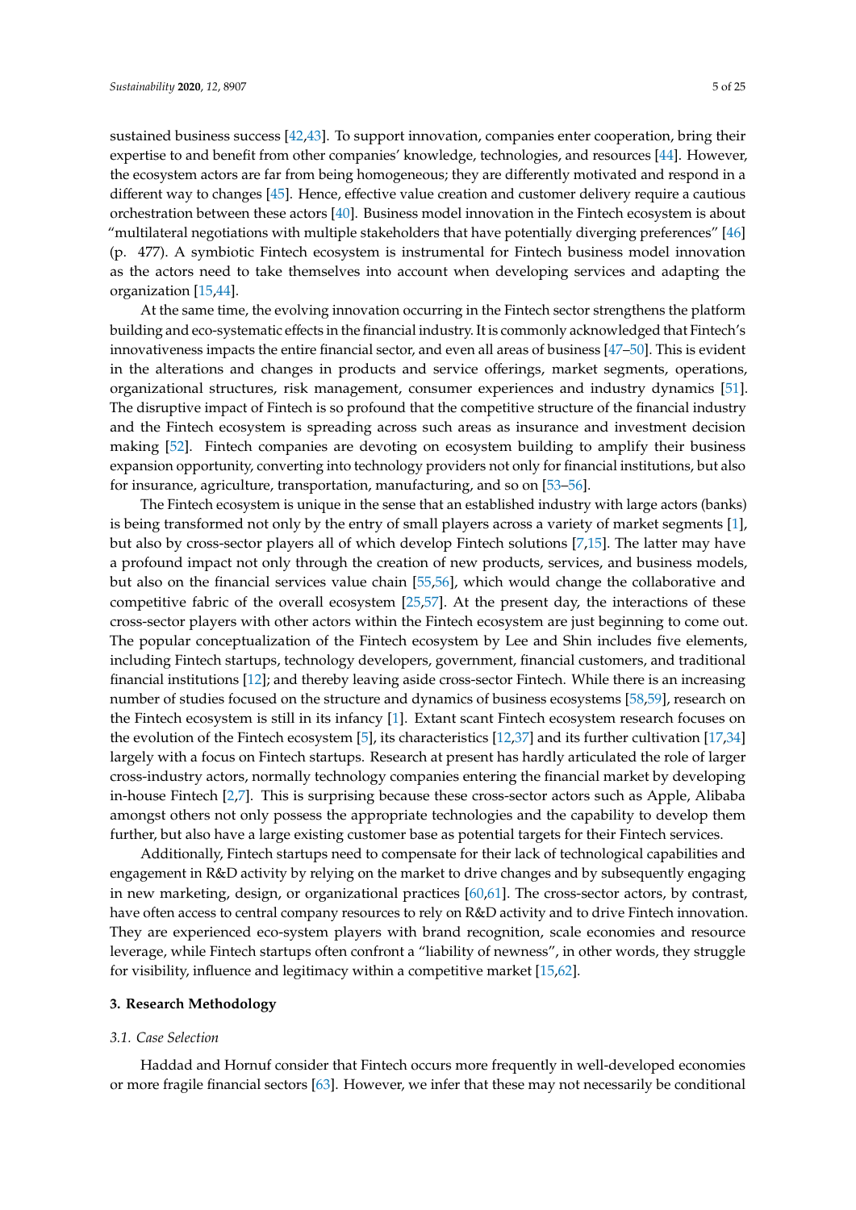sustained business success [42,43]. To support innovation, companies enter cooperation, bring their expertise to and benefit from other companies' knowledge, technologies, and resources [44]. However, the ecosystem actors are far from being homogeneous; they are differently motivated and respond in a different way to changes [45]. Hence, effective value creation and customer delivery require a cautious orchestration between these actors [40]. Business model innovation in the Fintech ecosystem is about "multilateral negotiations with multiple stakeholders that have potentially diverging preferences" [46] (p. 477). A symbiotic Fintech ecosystem is instrumental for Fintech business model innovation as the actors need to take themselves into account when developing services and adapting the organization [15,44].

At the same time, the evolving innovation occurring in the Fintech sector strengthens the platform building and eco-systematic effects in the financial industry. It is commonly acknowledged that Fintech's innovativeness impacts the entire financial sector, and even all areas of business [47–50]. This is evident in the alterations and changes in products and service offerings, market segments, operations, organizational structures, risk management, consumer experiences and industry dynamics [51]. The disruptive impact of Fintech is so profound that the competitive structure of the financial industry and the Fintech ecosystem is spreading across such areas as insurance and investment decision making [52]. Fintech companies are devoting on ecosystem building to amplify their business expansion opportunity, converting into technology providers not only for financial institutions, but also for insurance, agriculture, transportation, manufacturing, and so on [53–56].

The Fintech ecosystem is unique in the sense that an established industry with large actors (banks) is being transformed not only by the entry of small players across a variety of market segments [1], but also by cross-sector players all of which develop Fintech solutions [7,15]. The latter may have a profound impact not only through the creation of new products, services, and business models, but also on the financial services value chain [55,56], which would change the collaborative and competitive fabric of the overall ecosystem [25,57]. At the present day, the interactions of these cross-sector players with other actors within the Fintech ecosystem are just beginning to come out. The popular conceptualization of the Fintech ecosystem by Lee and Shin includes five elements, including Fintech startups, technology developers, government, financial customers, and traditional financial institutions [12]; and thereby leaving aside cross-sector Fintech. While there is an increasing number of studies focused on the structure and dynamics of business ecosystems [58,59], research on the Fintech ecosystem is still in its infancy [1]. Extant scant Fintech ecosystem research focuses on the evolution of the Fintech ecosystem [5], its characteristics [12,37] and its further cultivation [17,34] largely with a focus on Fintech startups. Research at present has hardly articulated the role of larger cross-industry actors, normally technology companies entering the financial market by developing in-house Fintech [2,7]. This is surprising because these cross-sector actors such as Apple, Alibaba amongst others not only possess the appropriate technologies and the capability to develop them further, but also have a large existing customer base as potential targets for their Fintech services.

Additionally, Fintech startups need to compensate for their lack of technological capabilities and engagement in R&D activity by relying on the market to drive changes and by subsequently engaging in new marketing, design, or organizational practices [60,61]. The cross-sector actors, by contrast, have often access to central company resources to rely on R&D activity and to drive Fintech innovation. They are experienced eco-system players with brand recognition, scale economies and resource leverage, while Fintech startups often confront a "liability of newness", in other words, they struggle for visibility, influence and legitimacy within a competitive market [15,62].

## 3. Research Methodology

### 3.1. Case Selection

Haddad and Hornuf consider that Fintech occurs more frequently in well-developed economies or more fragile financial sectors [63]. However, we infer that these may not necessarily be conditional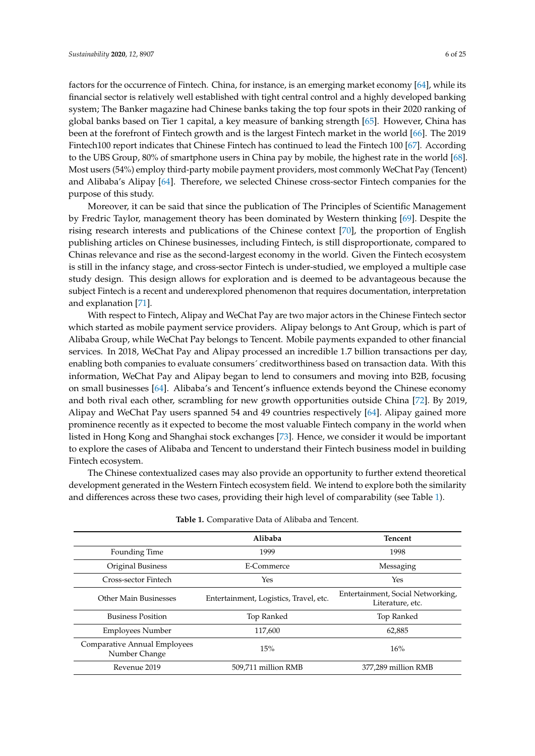factors for the occurrence of Fintech. China, for instance, is an emerging market economy [64], while its financial sector is relatively well established with tight central control and a highly developed banking system; The Banker magazine had Chinese banks taking the top four spots in their 2020 ranking of global banks based on Tier 1 capital, a key measure of banking strength [65]. However, China has been at the forefront of Fintech growth and is the largest Fintech market in the world [66]. The 2019 Fintech100 report indicates that Chinese Fintech has continued to lead the Fintech 100 [67]. According to the UBS Group, 80% of smartphone users in China pay by mobile, the highest rate in the world [68]. Most users (54%) employ third-party mobile payment providers, most commonly WeChat Pay (Tencent) and Alibaba's Alipay [64]. Therefore, we selected Chinese cross-sector Fintech companies for the purpose of this study.

Moreover, it can be said that since the publication of The Principles of Scientific Management by Fredric Taylor, management theory has been dominated by Western thinking [69]. Despite the rising research interests and publications of the Chinese context [70], the proportion of English publishing articles on Chinese businesses, including Fintech, is still disproportionate, compared to Chinas relevance and rise as the second-largest economy in the world. Given the Fintech ecosystem is still in the infancy stage, and cross-sector Fintech is under-studied, we employed a multiple case study design. This design allows for exploration and is deemed to be advantageous because the subject Fintech is a recent and underexplored phenomenon that requires documentation, interpretation and explanation [71].

With respect to Fintech, Alipay and WeChat Pay are two major actors in the Chinese Fintech sector which started as mobile payment service providers. Alipay belongs to Ant Group, which is part of Alibaba Group, while WeChat Pay belongs to Tencent. Mobile payments expanded to other financial services. In 2018, WeChat Pay and Alipay processed an incredible 1.7 billion transactions per day, enabling both companies to evaluate consumers´ creditworthiness based on transaction data. With this information, WeChat Pay and Alipay began to lend to consumers and moving into B2B, focusing on small businesses [64]. Alibaba's and Tencent's influence extends beyond the Chinese economy and both rival each other, scrambling for new growth opportunities outside China [72]. By 2019, Alipay and WeChat Pay users spanned 54 and 49 countries respectively [64]. Alipay gained more prominence recently as it expected to become the most valuable Fintech company in the world when listed in Hong Kong and Shanghai stock exchanges [73]. Hence, we consider it would be important to explore the cases of Alibaba and Tencent to understand their Fintech business model in building Fintech ecosystem.

The Chinese contextualized cases may also provide an opportunity to further extend theoretical development generated in the Western Fintech ecosystem field. We intend to explore both the similarity and differences across these two cases, providing their high level of comparability (see Table 1).

**Table 1.** Comparative Data of Alibaba and Tencent.

| | Alibaba | Tencent |
|---|---|---|
| Founding Time | 1999 | 1998 |
| Original Business | E-Commerce | Messaging |
| Cross-sector Fintech | Yes | Yes |
| Other Main Businesses | Entertainment, Logistics, Travel, etc. | Entertainment, Social Networking, Literature, etc. |
| Business Position | Top Ranked | Top Ranked |
| Employees Number | 117,600 | 62,885 |
| Comparative Annual Employees Number Change | 15% | 16% |
| Revenue 2019 | 509,711 million RMB | 377,289 million RMB |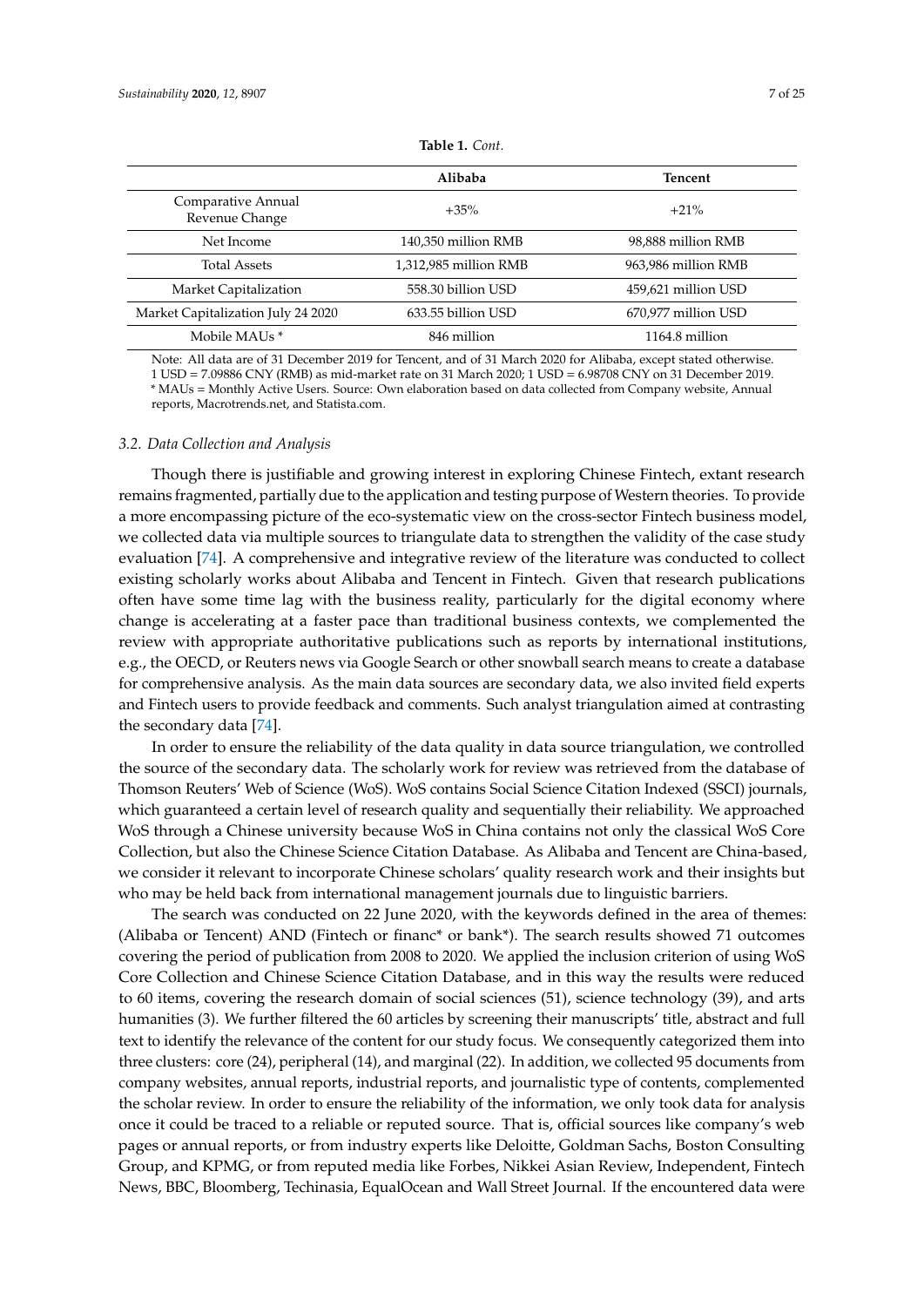**Table 1.** *Cont.*

| | Alibaba | Tencent |
|---|---|---|
| Comparative Annual Revenue Change | +35% | +21% |
| Net Income | 140,350 million RMB | 98,888 million RMB |
| Total Assets | 1,312,985 million RMB | 963,986 million RMB |
| Market Capitalization | 558.30 billion USD | 459,621 million USD |
| Market Capitalization July 24 2020 | 633.55 billion USD | 670,977 million USD |
| Mobile MAUs * | 846 million | 1164.8 million |

Note: All data are of 31 December 2019 for Tencent, and of 31 March 2020 for Alibaba, except stated otherwise. 1 USD = 7.09886 CNY (RMB) as mid-market rate on 31 March 2020; 1 USD = 6.98708 CNY on 31 December 2019. * MAUs = Monthly Active Users. Source: Own elaboration based on data collected from Company website, Annual reports, Macrotrends.net, and Statista.com.

### *3.2. Data Collection and Analysis*

Though there is justifiable and growing interest in exploring Chinese Fintech, extant research remains fragmented, partially due to the application and testing purpose of Western theories. To provide a more encompassing picture of the eco-systematic view on the cross-sector Fintech business model, we collected data via multiple sources to triangulate data to strengthen the validity of the case study evaluation [74]. A comprehensive and integrative review of the literature was conducted to collect existing scholarly works about Alibaba and Tencent in Fintech. Given that research publications often have some time lag with the business reality, particularly for the digital economy where change is accelerating at a faster pace than traditional business contexts, we complemented the review with appropriate authoritative publications such as reports by international institutions, e.g., the OECD, or Reuters news via Google Search or other snowball search means to create a database for comprehensive analysis. As the main data sources are secondary data, we also invited field experts and Fintech users to provide feedback and comments. Such analyst triangulation aimed at contrasting the secondary data [74].

In order to ensure the reliability of the data quality in data source triangulation, we controlled the source of the secondary data. The scholarly work for review was retrieved from the database of Thomson Reuters' Web of Science (WoS). WoS contains Social Science Citation Indexed (SSCI) journals, which guaranteed a certain level of research quality and sequentially their reliability. We approached WoS through a Chinese university because WoS in China contains not only the classical WoS Core Collection, but also the Chinese Science Citation Database. As Alibaba and Tencent are China-based, we consider it relevant to incorporate Chinese scholars' quality research work and their insights but who may be held back from international management journals due to linguistic barriers.

The search was conducted on 22 June 2020, with the keywords defined in the area of themes: (Alibaba or Tencent) AND (Fintech or financ* or bank*). The search results showed 71 outcomes covering the period of publication from 2008 to 2020. We applied the inclusion criterion of using WoS Core Collection and Chinese Science Citation Database, and in this way the results were reduced to 60 items, covering the research domain of social sciences (51), science technology (39), and arts humanities (3). We further filtered the 60 articles by screening their manuscripts' title, abstract and full text to identify the relevance of the content for our study focus. We consequently categorized them into three clusters: core (24), peripheral (14), and marginal (22). In addition, we collected 95 documents from company websites, annual reports, industrial reports, and journalistic type of contents, complemented the scholar review. In order to ensure the reliability of the information, we only took data for analysis once it could be traced to a reliable or reputed source. That is, official sources like company's web pages or annual reports, or from industry experts like Deloitte, Goldman Sachs, Boston Consulting Group, and KPMG, or from reputed media like Forbes, Nikkei Asian Review, Independent, Fintech News, BBC, Bloomberg, Techinasia, EqualOcean and Wall Street Journal. If the encountered data were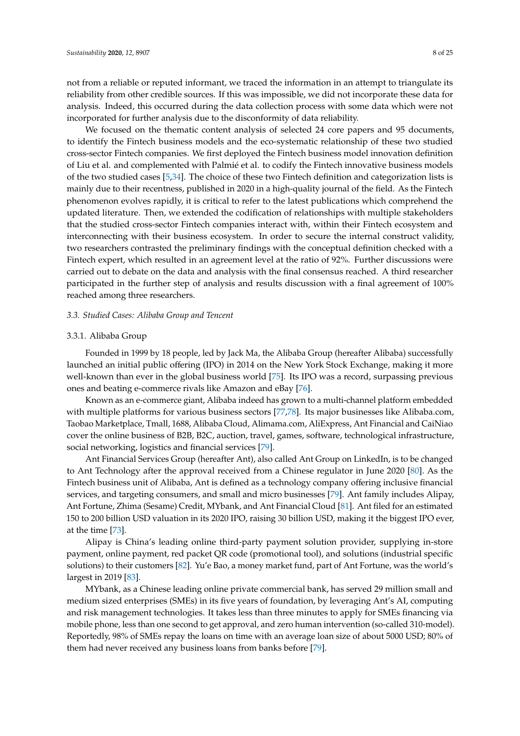not from a reliable or reputed informant, we traced the information in an attempt to triangulate its reliability from other credible sources. If this was impossible, we did not incorporate these data for analysis. Indeed, this occurred during the data collection process with some data which were not incorporated for further analysis due to the disconformity of data reliability.

We focused on the thematic content analysis of selected 24 core papers and 95 documents, to identify the Fintech business models and the eco-systematic relationship of these two studied cross-sector Fintech companies. We first deployed the Fintech business model innovation definition of Liu et al. and complemented with Palmié et al. to codify the Fintech innovative business models of the two studied cases [5,34]. The choice of these two Fintech definition and categorization lists is mainly due to their recentness, published in 2020 in a high-quality journal of the field. As the Fintech phenomenon evolves rapidly, it is critical to refer to the latest publications which comprehend the updated literature. Then, we extended the codification of relationships with multiple stakeholders that the studied cross-sector Fintech companies interact with, within their Fintech ecosystem and interconnecting with their business ecosystem. In order to secure the internal construct validity, two researchers contrasted the preliminary findings with the conceptual definition checked with a Fintech expert, which resulted in an agreement level at the ratio of 92%. Further discussions were carried out to debate on the data and analysis with the final consensus reached. A third researcher participated in the further step of analysis and results discussion with a final agreement of 100% reached among three researchers.

### *3.3. Studied Cases: Alibaba Group and Tencent*

#### 3.3.1. Alibaba Group

Founded in 1999 by 18 people, led by Jack Ma, the Alibaba Group (hereafter Alibaba) successfully launched an initial public offering (IPO) in 2014 on the New York Stock Exchange, making it more well-known than ever in the global business world [75]. Its IPO was a record, surpassing previous ones and beating e-commerce rivals like Amazon and eBay [76].

Known as an e-commerce giant, Alibaba indeed has grown to a multi-channel platform embedded with multiple platforms for various business sectors [77,78]. Its major businesses like Alibaba.com, Taobao Marketplace, Tmall, 1688, Alibaba Cloud, Alimama.com, AliExpress, Ant Financial and CaiNiao cover the online business of B2B, B2C, auction, travel, games, software, technological infrastructure, social networking, logistics and financial services [79].

Ant Financial Services Group (hereafter Ant), also called Ant Group on LinkedIn, is to be changed to Ant Technology after the approval received from a Chinese regulator in June 2020 [80]. As the Fintech business unit of Alibaba, Ant is defined as a technology company offering inclusive financial services, and targeting consumers, and small and micro businesses [79]. Ant family includes Alipay, Ant Fortune, Zhima (Sesame) Credit, MYbank, and Ant Financial Cloud [81]. Ant filed for an estimated 150 to 200 billion USD valuation in its 2020 IPO, raising 30 billion USD, making it the biggest IPO ever, at the time [73].

Alipay is China's leading online third-party payment solution provider, supplying in-store payment, online payment, red packet QR code (promotional tool), and solutions (industrial specific solutions) to their customers [82]. Yu'e Bao, a money market fund, part of Ant Fortune, was the world's largest in 2019 [83].

MYbank, as a Chinese leading online private commercial bank, has served 29 million small and medium sized enterprises (SMEs) in its five years of foundation, by leveraging Ant's AI, computing and risk management technologies. It takes less than three minutes to apply for SMEs financing via mobile phone, less than one second to get approval, and zero human intervention (so-called 310-model). Reportedly, 98% of SMEs repay the loans on time with an average loan size of about 5000 USD; 80% of them had never received any business loans from banks before [79].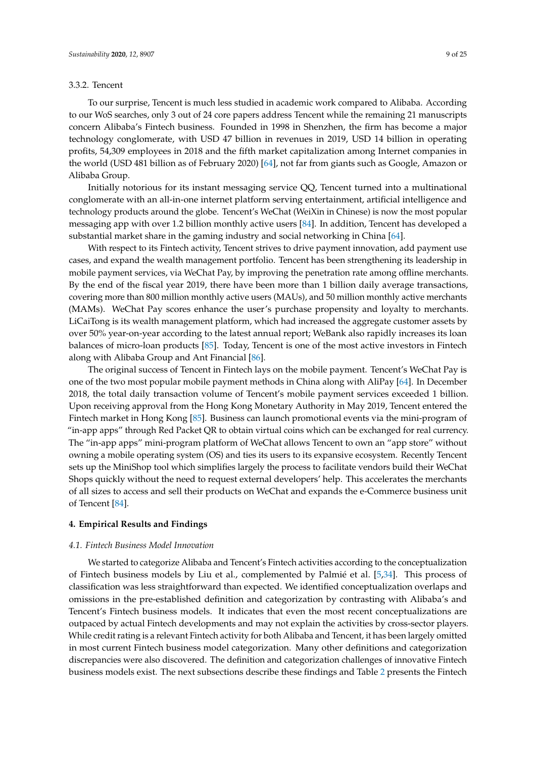### 3.3.2. Tencent

To our surprise, Tencent is much less studied in academic work compared to Alibaba. According to our WoS searches, only 3 out of 24 core papers address Tencent while the remaining 21 manuscripts concern Alibaba's Fintech business. Founded in 1998 in Shenzhen, the firm has become a major technology conglomerate, with USD 47 billion in revenues in 2019, USD 14 billion in operating profits, 54,309 employees in 2018 and the fifth market capitalization among Internet companies in the world (USD 481 billion as of February 2020) [64], not far from giants such as Google, Amazon or Alibaba Group.

Initially notorious for its instant messaging service QQ, Tencent turned into a multinational conglomerate with an all-in-one internet platform serving entertainment, artificial intelligence and technology products around the globe. Tencent's WeChat (WeiXin in Chinese) is now the most popular messaging app with over 1.2 billion monthly active users [84]. In addition, Tencent has developed a substantial market share in the gaming industry and social networking in China [64].

With respect to its Fintech activity, Tencent strives to drive payment innovation, add payment use cases, and expand the wealth management portfolio. Tencent has been strengthening its leadership in mobile payment services, via WeChat Pay, by improving the penetration rate among offline merchants. By the end of the fiscal year 2019, there have been more than 1 billion daily average transactions, covering more than 800 million monthly active users (MAUs), and 50 million monthly active merchants (MAMs). WeChat Pay scores enhance the user's purchase propensity and loyalty to merchants. LiCaiTong is its wealth management platform, which had increased the aggregate customer assets by over 50% year-on-year according to the latest annual report; WeBank also rapidly increases its loan balances of micro-loan products [85]. Today, Tencent is one of the most active investors in Fintech along with Alibaba Group and Ant Financial [86].

The original success of Tencent in Fintech lays on the mobile payment. Tencent's WeChat Pay is one of the two most popular mobile payment methods in China along with AliPay [64]. In December 2018, the total daily transaction volume of Tencent's mobile payment services exceeded 1 billion. Upon receiving approval from the Hong Kong Monetary Authority in May 2019, Tencent entered the Fintech market in Hong Kong [85]. Business can launch promotional events via the mini-program of "in-app apps" through Red Packet QR to obtain virtual coins which can be exchanged for real currency. The "in-app apps" mini-program platform of WeChat allows Tencent to own an "app store" without owning a mobile operating system (OS) and ties its users to its expansive ecosystem. Recently Tencent sets up the MiniShop tool which simplifies largely the process to facilitate vendors build their WeChat Shops quickly without the need to request external developers' help. This accelerates the merchants of all sizes to access and sell their products on WeChat and expands the e-Commerce business unit of Tencent [84].

## 4. Empirical Results and Findings

### 4.1. Fintech Business Model Innovation

We started to categorize Alibaba and Tencent's Fintech activities according to the conceptualization of Fintech business models by Liu et al., complemented by Palmié et al. [5,34]. This process of classification was less straightforward than expected. We identified conceptualization overlaps and omissions in the pre-established definition and categorization by contrasting with Alibaba's and Tencent's Fintech business models. It indicates that even the most recent conceptualizations are outpaced by actual Fintech developments and may not explain the activities by cross-sector players. While credit rating is a relevant Fintech activity for both Alibaba and Tencent, it has been largely omitted in most current Fintech business model categorization. Many other definitions and categorization discrepancies were also discovered. The definition and categorization challenges of innovative Fintech business models exist. The next subsections describe these findings and Table 2 presents the Fintech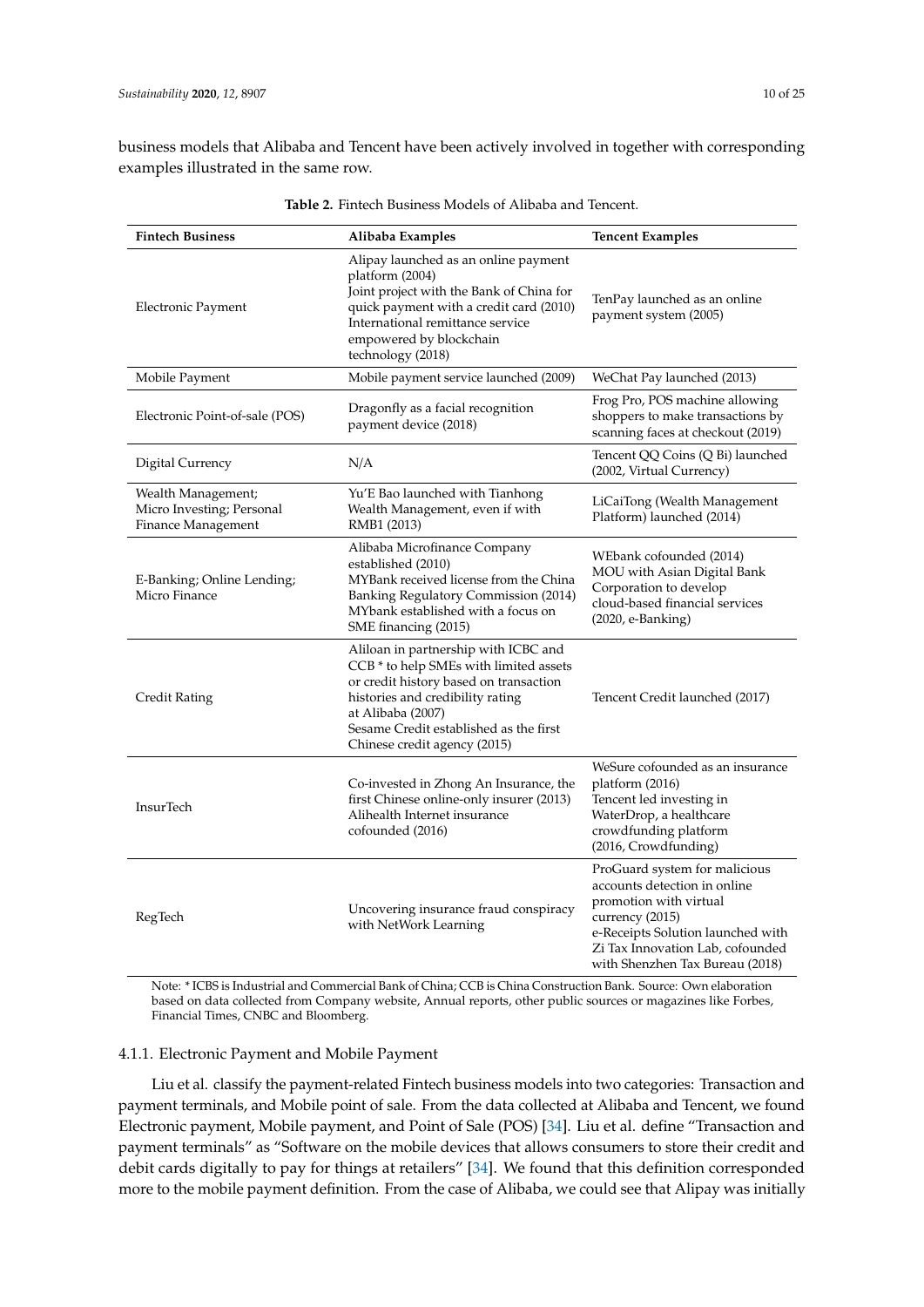business models that Alibaba and Tencent have been actively involved in together with corresponding examples illustrated in the same row.

**Table 2.** Fintech Business Models of Alibaba and Tencent.

| Fintech Business | Alibaba Examples | Tencent Examples |
|---|---|---|
| Electronic Payment | Alipay launched as an online payment platform (2004)<br>Joint project with the Bank of China for quick payment with a credit card (2010)<br>International remittance service empowered by blockchain technology (2018) | TenPay launched as an online payment system (2005) |
| Mobile Payment | Mobile payment service launched (2009) | WeChat Pay launched (2013) |
| Electronic Point-of-sale (POS) | Dragonfly as a facial recognition payment device (2018) | Frog Pro, POS machine allowing shoppers to make transactions by scanning faces at checkout (2019) |
| Digital Currency | N/A | Tencent QQ Coins (Q Bi) launched (2002, Virtual Currency) |
| Wealth Management; Micro Investing; Personal Finance Management | Yu'E Bao launched with Tianhong Wealth Management, even if with RMB1 (2013) | LiCaiTong (Wealth Management Platform) launched (2014) |
| E-Banking; Online Lending; Micro Finance | Alibaba Microfinance Company established (2010)<br>MYBank received license from the China Banking Regulatory Commission (2014)<br>MYbank established with a focus on SME financing (2015) | WEbank cofounded (2014)<br>MOU with Asian Digital Bank Corporation to develop cloud-based financial services (2020, e-Banking) |
| Credit Rating | Aliloan in partnership with ICBC and CCB * to help SMEs with limited assets or credit history based on transaction histories and credibility rating at Alibaba (2007)<br>Sesame Credit established as the first Chinese credit agency (2015) | Tencent Credit launched (2017) |
| InsurTech | Co-invested in Zhong An Insurance, the first Chinese online-only insurer (2013)<br>Alihealth Internet insurance cofounded (2016) | WeSure cofounded as an insurance platform (2016)<br>Tencent led investing in WaterDrop, a healthcare crowdfunding platform (2016, Crowdfunding) |
| RegTech | Uncovering insurance fraud conspiracy with NetWork Learning | ProGuard system for malicious accounts detection in online promotion with virtual currency (2015)<br>e-Receipts Solution launched with Zi Tax Innovation Lab, cofounded with Shenzhen Tax Bureau (2018) |

Note: * ICBS is Industrial and Commercial Bank of China; CCB is China Construction Bank. Source: Own elaboration based on data collected from Company website, Annual reports, other public sources or magazines like Forbes, Financial Times, CNBC and Bloomberg.

#### 4.1.1. Electronic Payment and Mobile Payment

Liu et al. classify the payment-related Fintech business models into two categories: Transaction and payment terminals, and Mobile point of sale. From the data collected at Alibaba and Tencent, we found Electronic payment, Mobile payment, and Point of Sale (POS) [34]. Liu et al. define "Transaction and payment terminals" as "Software on the mobile devices that allows consumers to store their credit and debit cards digitally to pay for things at retailers" [34]. We found that this definition corresponded more to the mobile payment definition. From the case of Alibaba, we could see that Alipay was initially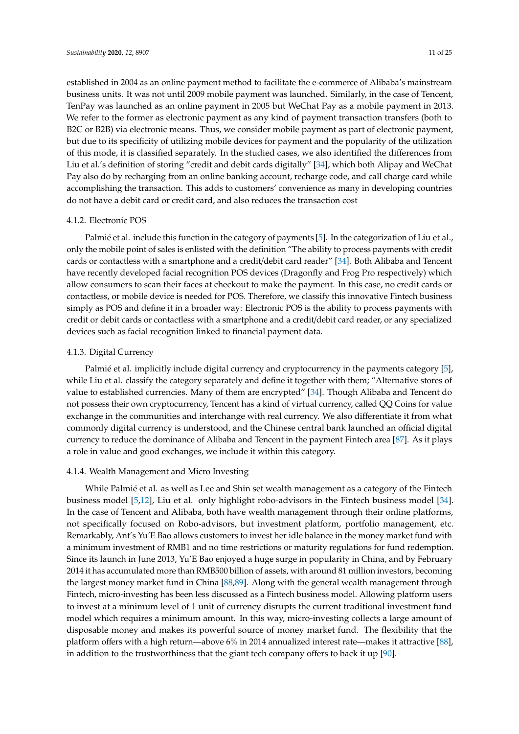established in 2004 as an online payment method to facilitate the e-commerce of Alibaba's mainstream business units. It was not until 2009 mobile payment was launched. Similarly, in the case of Tencent, TenPay was launched as an online payment in 2005 but WeChat Pay as a mobile payment in 2013. We refer to the former as electronic payment as any kind of payment transaction transfers (both to B2C or B2B) via electronic means. Thus, we consider mobile payment as part of electronic payment, but due to its specificity of utilizing mobile devices for payment and the popularity of the utilization of this mode, it is classified separately. In the studied cases, we also identified the differences from Liu et al.'s definition of storing "credit and debit cards digitally" [34], which both Alipay and WeChat Pay also do by recharging from an online banking account, recharge code, and call charge card while accomplishing the transaction. This adds to customers' convenience as many in developing countries do not have a debit card or credit card, and also reduces the transaction cost

#### 4.1.2. Electronic POS

Palmié et al. include this function in the category of payments [5]. In the categorization of Liu et al., only the mobile point of sales is enlisted with the definition "The ability to process payments with credit cards or contactless with a smartphone and a credit/debit card reader" [34]. Both Alibaba and Tencent have recently developed facial recognition POS devices (Dragonfly and Frog Pro respectively) which allow consumers to scan their faces at checkout to make the payment. In this case, no credit cards or contactless, or mobile device is needed for POS. Therefore, we classify this innovative Fintech business simply as POS and define it in a broader way: Electronic POS is the ability to process payments with credit or debit cards or contactless with a smartphone and a credit/debit card reader, or any specialized devices such as facial recognition linked to financial payment data.

#### 4.1.3. Digital Currency

Palmié et al. implicitly include digital currency and cryptocurrency in the payments category [5], while Liu et al. classify the category separately and define it together with them; "Alternative stores of value to established currencies. Many of them are encrypted" [34]. Though Alibaba and Tencent do not possess their own cryptocurrency, Tencent has a kind of virtual currency, called QQ Coins for value exchange in the communities and interchange with real currency. We also differentiate it from what commonly digital currency is understood, and the Chinese central bank launched an official digital currency to reduce the dominance of Alibaba and Tencent in the payment Fintech area [87]. As it plays a role in value and good exchanges, we include it within this category.

#### 4.1.4. Wealth Management and Micro Investing

While Palmié et al. as well as Lee and Shin set wealth management as a category of the Fintech business model [5,12], Liu et al. only highlight robo-advisors in the Fintech business model [34]. In the case of Tencent and Alibaba, both have wealth management through their online platforms, not specifically focused on Robo-advisors, but investment platform, portfolio management, etc. Remarkably, Ant's Yu'E Bao allows customers to invest her idle balance in the money market fund with a minimum investment of RMB1 and no time restrictions or maturity regulations for fund redemption. Since its launch in June 2013, Yu'E Bao enjoyed a huge surge in popularity in China, and by February 2014 it has accumulated more than RMB500 billion of assets, with around 81 million investors, becoming the largest money market fund in China [88,89]. Along with the general wealth management through Fintech, micro-investing has been less discussed as a Fintech business model. Allowing platform users to invest at a minimum level of 1 unit of currency disrupts the current traditional investment fund model which requires a minimum amount. In this way, micro-investing collects a large amount of disposable money and makes its powerful source of money market fund. The flexibility that the platform offers with a high return—above 6% in 2014 annualized interest rate—makes it attractive [88], in addition to the trustworthiness that the giant tech company offers to back it up [90].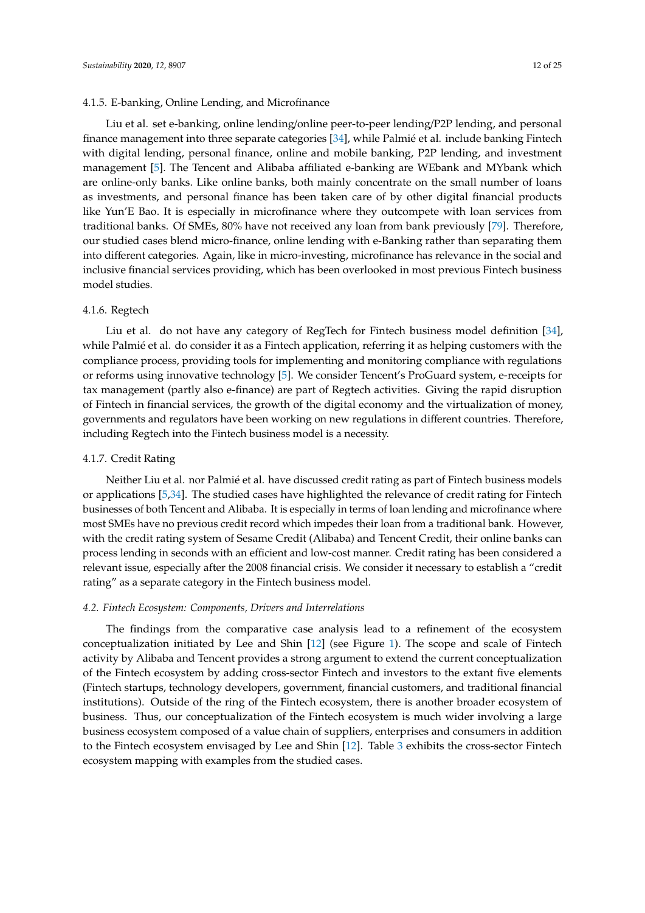#### 4.1.5. E-banking, Online Lending, and Microfinance

Liu et al. set e-banking, online lending/online peer-to-peer lending/P2P lending, and personal finance management into three separate categories [34], while Palmié et al. include banking Fintech with digital lending, personal finance, online and mobile banking, P2P lending, and investment management [5]. The Tencent and Alibaba affiliated e-banking are WEbank and MYbank which are online-only banks. Like online banks, both mainly concentrate on the small number of loans as investments, and personal finance has been taken care of by other digital financial products like Yun'E Bao. It is especially in microfinance where they outcompete with loan services from traditional banks. Of SMEs, 80% have not received any loan from bank previously [79]. Therefore, our studied cases blend micro-finance, online lending with e-Banking rather than separating them into different categories. Again, like in micro-investing, microfinance has relevance in the social and inclusive financial services providing, which has been overlooked in most previous Fintech business model studies.

#### 4.1.6. Regtech

Liu et al. do not have any category of RegTech for Fintech business model definition [34], while Palmié et al. do consider it as a Fintech application, referring it as helping customers with the compliance process, providing tools for implementing and monitoring compliance with regulations or reforms using innovative technology [5]. We consider Tencent's ProGuard system, e-receipts for tax management (partly also e-finance) are part of Regtech activities. Giving the rapid disruption of Fintech in financial services, the growth of the digital economy and the virtualization of money, governments and regulators have been working on new regulations in different countries. Therefore, including Regtech into the Fintech business model is a necessity.

#### 4.1.7. Credit Rating

Neither Liu et al. nor Palmié et al. have discussed credit rating as part of Fintech business models or applications [5,34]. The studied cases have highlighted the relevance of credit rating for Fintech businesses of both Tencent and Alibaba. It is especially in terms of loan lending and microfinance where most SMEs have no previous credit record which impedes their loan from a traditional bank. However, with the credit rating system of Sesame Credit (Alibaba) and Tencent Credit, their online banks can process lending in seconds with an efficient and low-cost manner. Credit rating has been considered a relevant issue, especially after the 2008 financial crisis. We consider it necessary to establish a "credit rating" as a separate category in the Fintech business model.

### *4.2. Fintech Ecosystem: Components, Drivers and Interrelations*

The findings from the comparative case analysis lead to a refinement of the ecosystem conceptualization initiated by Lee and Shin [12] (see Figure 1). The scope and scale of Fintech activity by Alibaba and Tencent provides a strong argument to extend the current conceptualization of the Fintech ecosystem by adding cross-sector Fintech and investors to the extant five elements (Fintech startups, technology developers, government, financial customers, and traditional financial institutions). Outside of the ring of the Fintech ecosystem, there is another broader ecosystem of business. Thus, our conceptualization of the Fintech ecosystem is much wider involving a large business ecosystem composed of a value chain of suppliers, enterprises and consumers in addition to the Fintech ecosystem envisaged by Lee and Shin [12]. Table 3 exhibits the cross-sector Fintech ecosystem mapping with examples from the studied cases.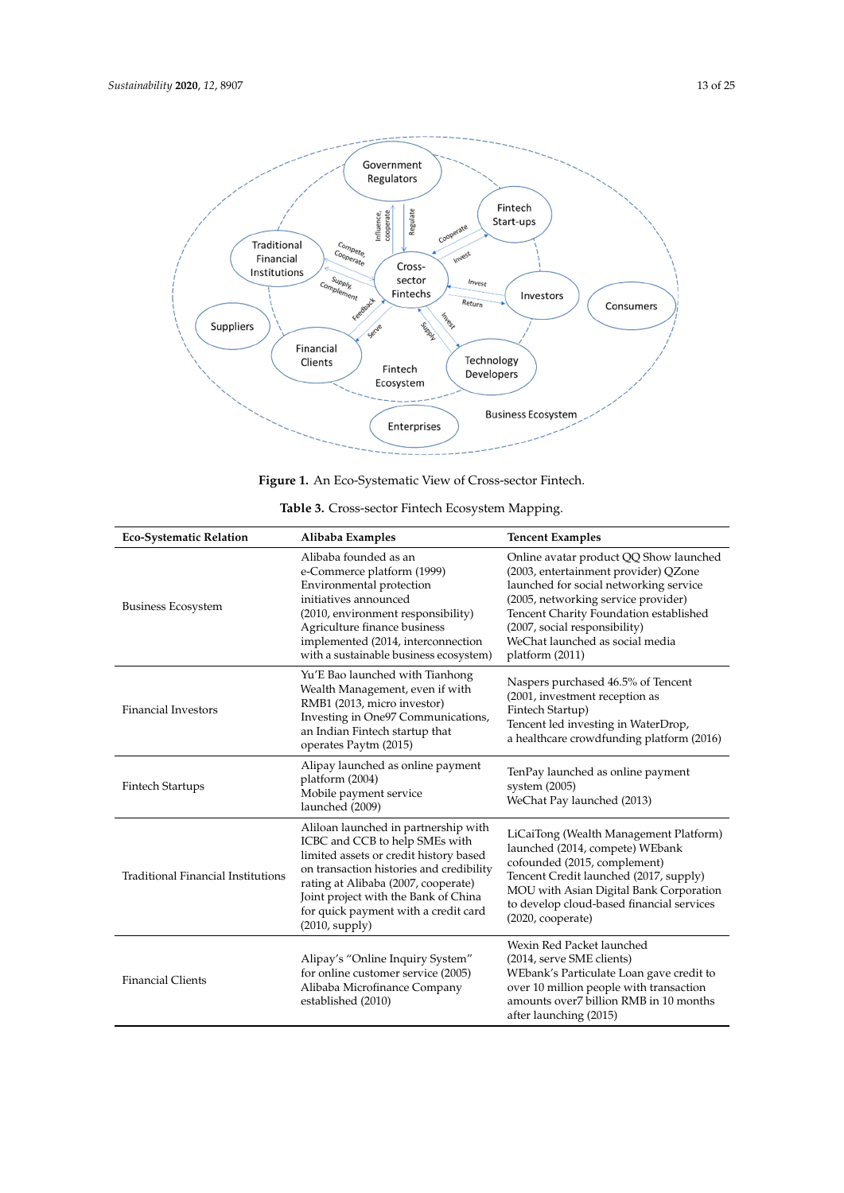Figure 1. An Eco-Systematic View of Cross-sector Fintech.

**Table 3.** Cross-sector Fintech Ecosystem Mapping.

| Eco-Systematic Relation | Alibaba Examples | Tencent Examples |
|---|---|---|
| Business Ecosystem | Alibaba founded as an e-Commerce platform (1999) Environmental protection initiatives announced (2010, environment responsibility) Agriculture finance business implemented (2014, interconnection with a sustainable business ecosystem) | Online avatar product QQ Show launched (2003, entertainment provider) QZone launched for social networking service (2005, networking service provider) Tencent Charity Foundation established (2007, social responsibility) WeChat launched as social media platform (2011) |
| Financial Investors | Yu'E Bao launched with Tianhong Wealth Management, even if with RMB1 (2013, micro investor) Investing in One97 Communications, an Indian Fintech startup that operates Paytm (2015) | Naspers purchased 46.5% of Tencent (2001, investment reception as Fintech Startup) Tencent led investing in WaterDrop, a healthcare crowdfunding platform (2016) |
| Fintech Startups | Alipay launched as online payment platform (2004) Mobile payment service launched (2009) | TenPay launched as online payment system (2005) WeChat Pay launched (2013) |
| Traditional Financial Institutions | Aliloan launched in partnership with ICBC and CCB to help SMEs with limited assets or credit history based on transaction histories and credibility rating at Alibaba (2007, cooperate) Joint project with the Bank of China for quick payment with a credit card (2010, supply) | LiCaiTong (Wealth Management Platform) launched (2014, compete) WEbank cofounded (2015, complement) Tencent Credit launched (2017, supply) MOU with Asian Digital Bank Corporation to develop cloud-based financial services (2020, cooperate) |
| Financial Clients | Alipay's "Online Inquiry System" for online customer service (2005) Alibaba Microfinance Company established (2010) | Wexin Red Packet launched (2014, serve SME clients) WEbank's Particulate Loan gave credit to over 10 million people with transaction amounts over7 billion RMB in 10 months after launching (2015) |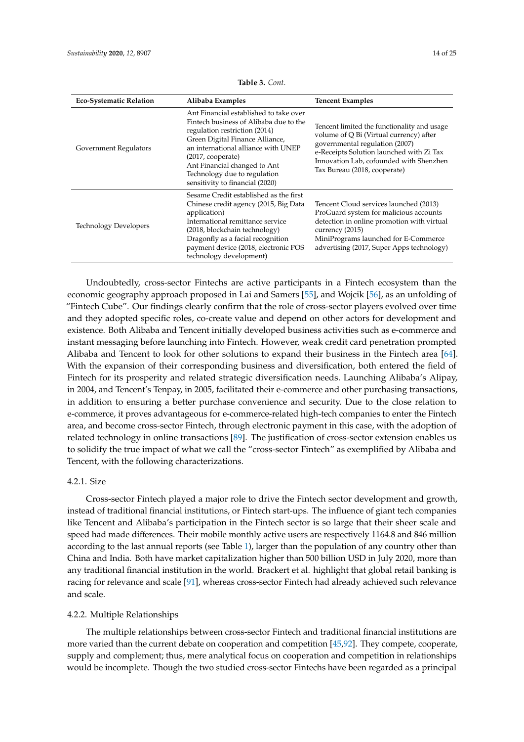**Table 3.** *Cont.*

| Eco-Systematic Relation | Alibaba Examples | Tencent Examples |
|---|---|---|
| Government Regulators | Ant Financial established to take over Fintech business of Alibaba due to the regulation restriction (2014)<br>Green Digital Finance Alliance, an international alliance with UNEP (2017, cooperate)<br>Ant Financial changed to Ant Technology due to regulation sensitivity to financial (2020) | Tencent limited the functionality and usage volume of Q Bi (Virtual currency) after governmental regulation (2007)<br>e-Receipts Solution launched with Zi Tax Innovation Lab, cofounded with Shenzhen Tax Bureau (2018, cooperate) |
| Technology Developers | Sesame Credit established as the first Chinese credit agency (2015, Big Data application)<br>International remittance service (2018, blockchain technology)<br>Dragonfly as a facial recognition payment device (2018, electronic POS technology development) | Tencent Cloud services launched (2013)<br>ProGuard system for malicious accounts detection in online promotion with virtual currency (2015)<br>MiniPrograms launched for E-Commerce advertising (2017, Super Apps technology) |

Undoubtedly, cross-sector Fintechs are active participants in a Fintech ecosystem than the economic geography approach proposed in Lai and Samers [55], and Wojcik [56], as an unfolding of "Fintech Cube". Our findings clearly confirm that the role of cross-sector players evolved over time and they adopted specific roles, co-create value and depend on other actors for development and existence. Both Alibaba and Tencent initially developed business activities such as e-commerce and instant messaging before launching into Fintech. However, weak credit card penetration prompted Alibaba and Tencent to look for other solutions to expand their business in the Fintech area [64]. With the expansion of their corresponding business and diversification, both entered the field of Fintech for its prosperity and related strategic diversification needs. Launching Alibaba's Alipay, in 2004, and Tencent's Tenpay, in 2005, facilitated their e-commerce and other purchasing transactions, in addition to ensuring a better purchase convenience and security. Due to the close relation to e-commerce, it proves advantageous for e-commerce-related high-tech companies to enter the Fintech area, and become cross-sector Fintech, through electronic payment in this case, with the adoption of related technology in online transactions [89]. The justification of cross-sector extension enables us to solidify the true impact of what we call the "cross-sector Fintech" as exemplified by Alibaba and Tencent, with the following characterizations.

#### 4.2.1. Size

Cross-sector Fintech played a major role to drive the Fintech sector development and growth, instead of traditional financial institutions, or Fintech start-ups. The influence of giant tech companies like Tencent and Alibaba's participation in the Fintech sector is so large that their sheer scale and speed had made differences. Their mobile monthly active users are respectively 1164.8 and 846 million according to the last annual reports (see Table 1), larger than the population of any country other than China and India. Both have market capitalization higher than 500 billion USD in July 2020, more than any traditional financial institution in the world. Brackert et al. highlight that global retail banking is racing for relevance and scale [91], whereas cross-sector Fintech had already achieved such relevance and scale.

#### 4.2.2. Multiple Relationships

The multiple relationships between cross-sector Fintech and traditional financial institutions are more varied than the current debate on cooperation and competition [45,92]. They compete, cooperate, supply and complement; thus, mere analytical focus on cooperation and competition in relationships would be incomplete. Though the two studied cross-sector Fintechs have been regarded as a principal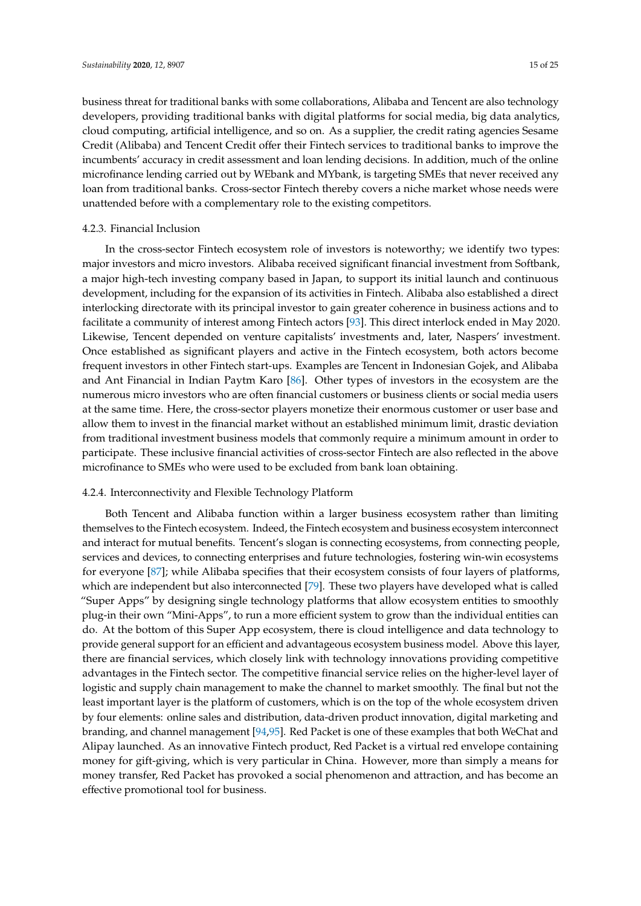business threat for traditional banks with some collaborations, Alibaba and Tencent are also technology developers, providing traditional banks with digital platforms for social media, big data analytics, cloud computing, artificial intelligence, and so on. As a supplier, the credit rating agencies Sesame Credit (Alibaba) and Tencent Credit offer their Fintech services to traditional banks to improve the incumbents' accuracy in credit assessment and loan lending decisions. In addition, much of the online microfinance lending carried out by WEbank and MYbank, is targeting SMEs that never received any loan from traditional banks. Cross-sector Fintech thereby covers a niche market whose needs were unattended before with a complementary role to the existing competitors.

#### 4.2.3. Financial Inclusion

In the cross-sector Fintech ecosystem role of investors is noteworthy; we identify two types: major investors and micro investors. Alibaba received significant financial investment from Softbank, a major high-tech investing company based in Japan, to support its initial launch and continuous development, including for the expansion of its activities in Fintech. Alibaba also established a direct interlocking directorate with its principal investor to gain greater coherence in business actions and to facilitate a community of interest among Fintech actors [93]. This direct interlock ended in May 2020. Likewise, Tencent depended on venture capitalists' investments and, later, Naspers' investment. Once established as significant players and active in the Fintech ecosystem, both actors become frequent investors in other Fintech start-ups. Examples are Tencent in Indonesian Gojek, and Alibaba and Ant Financial in Indian Paytm Karo [86]. Other types of investors in the ecosystem are the numerous micro investors who are often financial customers or business clients or social media users at the same time. Here, the cross-sector players monetize their enormous customer or user base and allow them to invest in the financial market without an established minimum limit, drastic deviation from traditional investment business models that commonly require a minimum amount in order to participate. These inclusive financial activities of cross-sector Fintech are also reflected in the above microfinance to SMEs who were used to be excluded from bank loan obtaining.

#### 4.2.4. Interconnectivity and Flexible Technology Platform

Both Tencent and Alibaba function within a larger business ecosystem rather than limiting themselves to the Fintech ecosystem. Indeed, the Fintech ecosystem and business ecosystem interconnect and interact for mutual benefits. Tencent's slogan is connecting ecosystems, from connecting people, services and devices, to connecting enterprises and future technologies, fostering win-win ecosystems for everyone [87]; while Alibaba specifies that their ecosystem consists of four layers of platforms, which are independent but also interconnected [79]. These two players have developed what is called "Super Apps" by designing single technology platforms that allow ecosystem entities to smoothly plug-in their own "Mini-Apps", to run a more efficient system to grow than the individual entities can do. At the bottom of this Super App ecosystem, there is cloud intelligence and data technology to provide general support for an efficient and advantageous ecosystem business model. Above this layer, there are financial services, which closely link with technology innovations providing competitive advantages in the Fintech sector. The competitive financial service relies on the higher-level layer of logistic and supply chain management to make the channel to market smoothly. The final but not the least important layer is the platform of customers, which is on the top of the whole ecosystem driven by four elements: online sales and distribution, data-driven product innovation, digital marketing and branding, and channel management [94,95]. Red Packet is one of these examples that both WeChat and Alipay launched. As an innovative Fintech product, Red Packet is a virtual red envelope containing money for gift-giving, which is very particular in China. However, more than simply a means for money transfer, Red Packet has provoked a social phenomenon and attraction, and has become an effective promotional tool for business.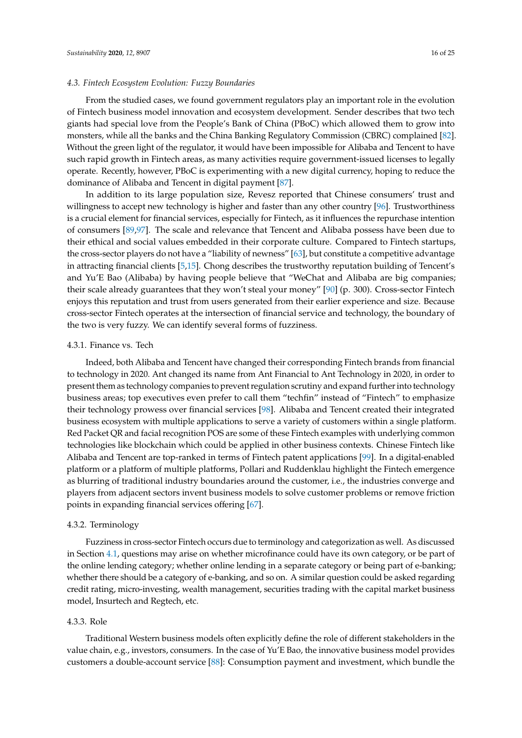### 4.3. Fintech Ecosystem Evolution: Fuzzy Boundaries

From the studied cases, we found government regulators play an important role in the evolution of Fintech business model innovation and ecosystem development. Sender describes that two tech giants had special love from the People's Bank of China (PBoC) which allowed them to grow into monsters, while all the banks and the China Banking Regulatory Commission (CBRC) complained [82]. Without the green light of the regulator, it would have been impossible for Alibaba and Tencent to have such rapid growth in Fintech areas, as many activities require government-issued licenses to legally operate. Recently, however, PBoC is experimenting with a new digital currency, hoping to reduce the dominance of Alibaba and Tencent in digital payment [87].

In addition to its large population size, Revesz reported that Chinese consumers' trust and willingness to accept new technology is higher and faster than any other country [96]. Trustworthiness is a crucial element for financial services, especially for Fintech, as it influences the repurchase intention of consumers [89,97]. The scale and relevance that Tencent and Alibaba possess have been due to their ethical and social values embedded in their corporate culture. Compared to Fintech startups, the cross-sector players do not have a "liability of newness" [63], but constitute a competitive advantage in attracting financial clients [5,15]. Chong describes the trustworthy reputation building of Tencent's and Yu'E Bao (Alibaba) by having people believe that "WeChat and Alibaba are big companies; their scale already guarantees that they won't steal your money" [90] (p. 300). Cross-sector Fintech enjoys this reputation and trust from users generated from their earlier experience and size. Because cross-sector Fintech operates at the intersection of financial service and technology, the boundary of the two is very fuzzy. We can identify several forms of fuzziness.

#### 4.3.1. Finance vs. Tech

Indeed, both Alibaba and Tencent have changed their corresponding Fintech brands from financial to technology in 2020. Ant changed its name from Ant Financial to Ant Technology in 2020, in order to present them as technology companies to prevent regulation scrutiny and expand further into technology business areas; top executives even prefer to call them "techfin" instead of "Fintech" to emphasize their technology prowess over financial services [98]. Alibaba and Tencent created their integrated business ecosystem with multiple applications to serve a variety of customers within a single platform. Red Packet QR and facial recognition POS are some of these Fintech examples with underlying common technologies like blockchain which could be applied in other business contexts. Chinese Fintech like Alibaba and Tencent are top-ranked in terms of Fintech patent applications [99]. In a digital-enabled platform or a platform of multiple platforms, Pollari and Ruddenklau highlight the Fintech emergence as blurring of traditional industry boundaries around the customer, i.e., the industries converge and players from adjacent sectors invent business models to solve customer problems or remove friction points in expanding financial services offering [67].

#### 4.3.2. Terminology

Fuzziness in cross-sector Fintech occurs due to terminology and categorization as well. As discussed in Section 4.1, questions may arise on whether microfinance could have its own category, or be part of the online lending category; whether online lending in a separate category or being part of e-banking; whether there should be a category of e-banking, and so on. A similar question could be asked regarding credit rating, micro-investing, wealth management, securities trading with the capital market business model, Insurtech and Regtech, etc.

#### 4.3.3. Role

Traditional Western business models often explicitly define the role of different stakeholders in the value chain, e.g., investors, consumers. In the case of Yu'E Bao, the innovative business model provides customers a double-account service [88]: Consumption payment and investment, which bundle the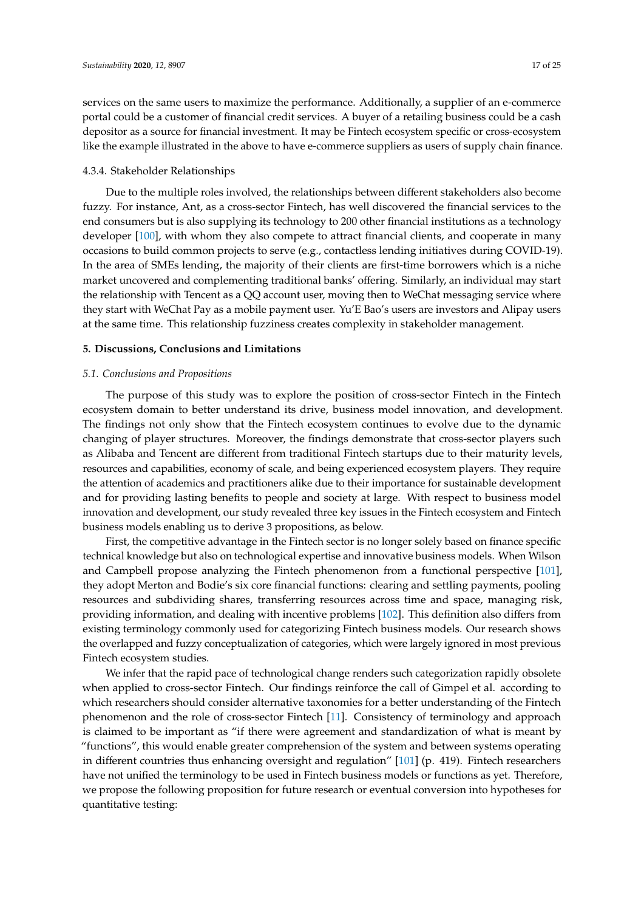services on the same users to maximize the performance. Additionally, a supplier of an e-commerce portal could be a customer of financial credit services. A buyer of a retailing business could be a cash depositor as a source for financial investment. It may be Fintech ecosystem specific or cross-ecosystem like the example illustrated in the above to have e-commerce suppliers as users of supply chain finance.

#### 4.3.4. Stakeholder Relationships

Due to the multiple roles involved, the relationships between different stakeholders also become fuzzy. For instance, Ant, as a cross-sector Fintech, has well discovered the financial services to the end consumers but is also supplying its technology to 200 other financial institutions as a technology developer [100], with whom they also compete to attract financial clients, and cooperate in many occasions to build common projects to serve (e.g., contactless lending initiatives during COVID-19). In the area of SMEs lending, the majority of their clients are first-time borrowers which is a niche market uncovered and complementing traditional banks' offering. Similarly, an individual may start the relationship with Tencent as a QQ account user, moving then to WeChat messaging service where they start with WeChat Pay as a mobile payment user. Yu'E Bao's users are investors and Alipay users at the same time. This relationship fuzziness creates complexity in stakeholder management.

## 5. Discussions, Conclusions and Limitations

### *5.1. Conclusions and Propositions*

The purpose of this study was to explore the position of cross-sector Fintech in the Fintech ecosystem domain to better understand its drive, business model innovation, and development. The findings not only show that the Fintech ecosystem continues to evolve due to the dynamic changing of player structures. Moreover, the findings demonstrate that cross-sector players such as Alibaba and Tencent are different from traditional Fintech startups due to their maturity levels, resources and capabilities, economy of scale, and being experienced ecosystem players. They require the attention of academics and practitioners alike due to their importance for sustainable development and for providing lasting benefits to people and society at large. With respect to business model innovation and development, our study revealed three key issues in the Fintech ecosystem and Fintech business models enabling us to derive 3 propositions, as below.

First, the competitive advantage in the Fintech sector is no longer solely based on finance specific technical knowledge but also on technological expertise and innovative business models. When Wilson and Campbell propose analyzing the Fintech phenomenon from a functional perspective [101], they adopt Merton and Bodie's six core financial functions: clearing and settling payments, pooling resources and subdividing shares, transferring resources across time and space, managing risk, providing information, and dealing with incentive problems [102]. This definition also differs from existing terminology commonly used for categorizing Fintech business models. Our research shows the overlapped and fuzzy conceptualization of categories, which were largely ignored in most previous Fintech ecosystem studies.

We infer that the rapid pace of technological change renders such categorization rapidly obsolete when applied to cross-sector Fintech. Our findings reinforce the call of Gimpel et al. according to which researchers should consider alternative taxonomies for a better understanding of the Fintech phenomenon and the role of cross-sector Fintech [11]. Consistency of terminology and approach is claimed to be important as "if there were agreement and standardization of what is meant by "functions", this would enable greater comprehension of the system and between systems operating in different countries thus enhancing oversight and regulation" [101] (p. 419). Fintech researchers have not unified the terminology to be used in Fintech business models or functions as yet. Therefore, we propose the following proposition for future research or eventual conversion into hypotheses for quantitative testing: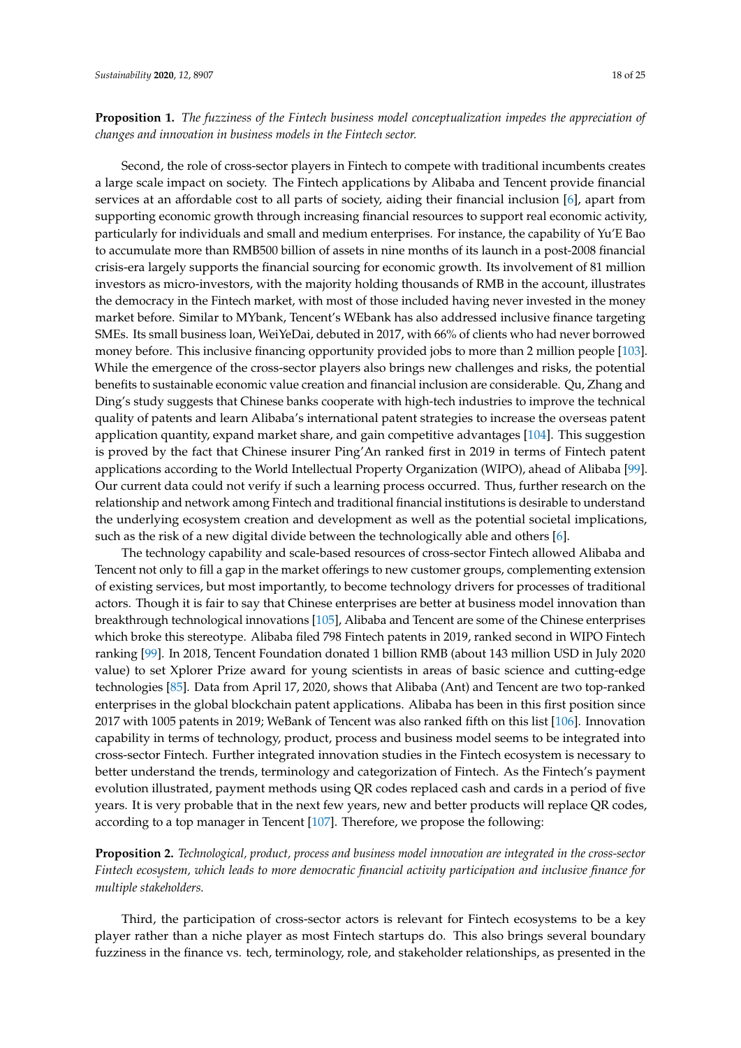**Proposition 1.** *The fuzziness of the Fintech business model conceptualization impedes the appreciation of changes and innovation in business models in the Fintech sector.*

Second, the role of cross-sector players in Fintech to compete with traditional incumbents creates a large scale impact on society. The Fintech applications by Alibaba and Tencent provide financial services at an affordable cost to all parts of society, aiding their financial inclusion [6], apart from supporting economic growth through increasing financial resources to support real economic activity, particularly for individuals and small and medium enterprises. For instance, the capability of Yu'E Bao to accumulate more than RMB500 billion of assets in nine months of its launch in a post-2008 financial crisis-era largely supports the financial sourcing for economic growth. Its involvement of 81 million investors as micro-investors, with the majority holding thousands of RMB in the account, illustrates the democracy in the Fintech market, with most of those included having never invested in the money market before. Similar to MYbank, Tencent's WEbank has also addressed inclusive finance targeting SMEs. Its small business loan, WeiYeDai, debuted in 2017, with 66% of clients who had never borrowed money before. This inclusive financing opportunity provided jobs to more than 2 million people [103]. While the emergence of the cross-sector players also brings new challenges and risks, the potential benefits to sustainable economic value creation and financial inclusion are considerable. Qu, Zhang and Ding's study suggests that Chinese banks cooperate with high-tech industries to improve the technical quality of patents and learn Alibaba's international patent strategies to increase the overseas patent application quantity, expand market share, and gain competitive advantages [104]. This suggestion is proved by the fact that Chinese insurer Ping'An ranked first in 2019 in terms of Fintech patent applications according to the World Intellectual Property Organization (WIPO), ahead of Alibaba [99]. Our current data could not verify if such a learning process occurred. Thus, further research on the relationship and network among Fintech and traditional financial institutions is desirable to understand the underlying ecosystem creation and development as well as the potential societal implications, such as the risk of a new digital divide between the technologically able and others [6].

The technology capability and scale-based resources of cross-sector Fintech allowed Alibaba and Tencent not only to fill a gap in the market offerings to new customer groups, complementing extension of existing services, but most importantly, to become technology drivers for processes of traditional actors. Though it is fair to say that Chinese enterprises are better at business model innovation than breakthrough technological innovations [105], Alibaba and Tencent are some of the Chinese enterprises which broke this stereotype. Alibaba filed 798 Fintech patents in 2019, ranked second in WIPO Fintech ranking [99]. In 2018, Tencent Foundation donated 1 billion RMB (about 143 million USD in July 2020 value) to set Xplorer Prize award for young scientists in areas of basic science and cutting-edge technologies [85]. Data from April 17, 2020, shows that Alibaba (Ant) and Tencent are two top-ranked enterprises in the global blockchain patent applications. Alibaba has been in this first position since 2017 with 1005 patents in 2019; WeBank of Tencent was also ranked fifth on this list [106]. Innovation capability in terms of technology, product, process and business model seems to be integrated into cross-sector Fintech. Further integrated innovation studies in the Fintech ecosystem is necessary to better understand the trends, terminology and categorization of Fintech. As the Fintech's payment evolution illustrated, payment methods using QR codes replaced cash and cards in a period of five years. It is very probable that in the next few years, new and better products will replace QR codes, according to a top manager in Tencent [107]. Therefore, we propose the following:

**Proposition 2.** *Technological, product, process and business model innovation are integrated in the cross-sector Fintech ecosystem, which leads to more democratic financial activity participation and inclusive finance for multiple stakeholders.*

Third, the participation of cross-sector actors is relevant for Fintech ecosystems to be a key player rather than a niche player as most Fintech startups do. This also brings several boundary fuzziness in the finance vs. tech, terminology, role, and stakeholder relationships, as presented in the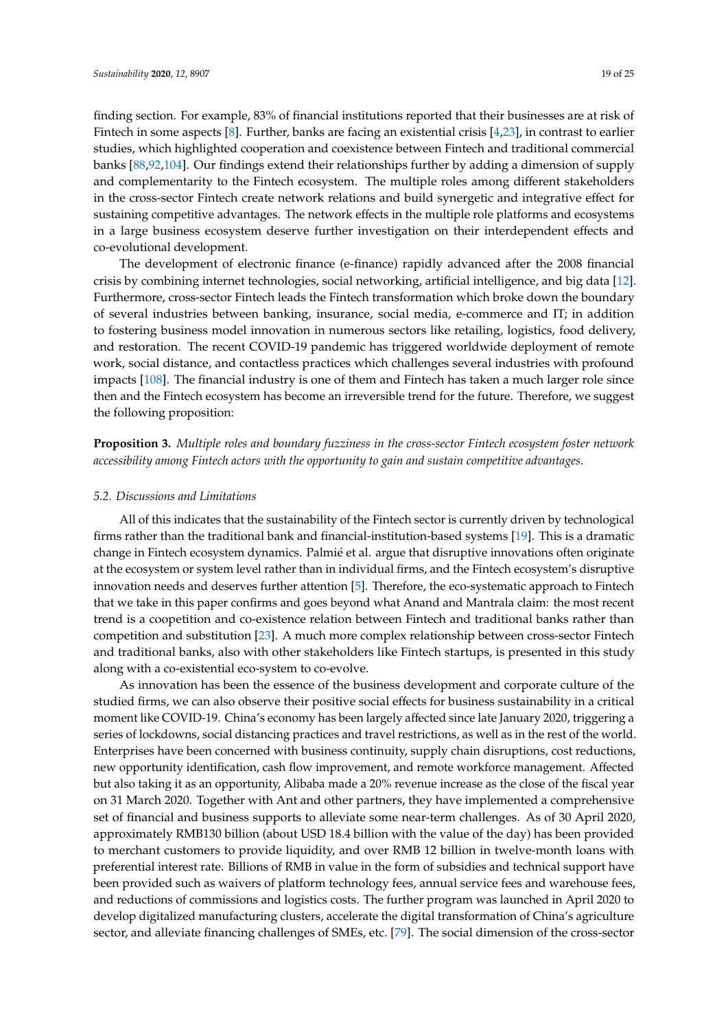finding section. For example, 83% of financial institutions reported that their businesses are at risk of Fintech in some aspects [8]. Further, banks are facing an existential crisis [4,23], in contrast to earlier studies, which highlighted cooperation and coexistence between Fintech and traditional commercial banks [88,92,104]. Our findings extend their relationships further by adding a dimension of supply and complementarity to the Fintech ecosystem. The multiple roles among different stakeholders in the cross-sector Fintech create network relations and build synergetic and integrative effect for sustaining competitive advantages. The network effects in the multiple role platforms and ecosystems in a large business ecosystem deserve further investigation on their interdependent effects and co-evolutional development.

The development of electronic finance (e-finance) rapidly advanced after the 2008 financial crisis by combining internet technologies, social networking, artificial intelligence, and big data [12]. Furthermore, cross-sector Fintech leads the Fintech transformation which broke down the boundary of several industries between banking, insurance, social media, e-commerce and IT; in addition to fostering business model innovation in numerous sectors like retailing, logistics, food delivery, and restoration. The recent COVID-19 pandemic has triggered worldwide deployment of remote work, social distance, and contactless practices which challenges several industries with profound impacts [108]. The financial industry is one of them and Fintech has taken a much larger role since then and the Fintech ecosystem has become an irreversible trend for the future. Therefore, we suggest the following proposition:

**Proposition 3.** *Multiple roles and boundary fuzziness in the cross-sector Fintech ecosystem foster network accessibility among Fintech actors with the opportunity to gain and sustain competitive advantages.*

### *5.2. Discussions and Limitations*

All of this indicates that the sustainability of the Fintech sector is currently driven by technological firms rather than the traditional bank and financial-institution-based systems [19]. This is a dramatic change in Fintech ecosystem dynamics. Palmié et al. argue that disruptive innovations often originate at the ecosystem or system level rather than in individual firms, and the Fintech ecosystem's disruptive innovation needs and deserves further attention [5]. Therefore, the eco-systematic approach to Fintech that we take in this paper confirms and goes beyond what Anand and Mantrala claim: the most recent trend is a coopetition and co-existence relation between Fintech and traditional banks rather than competition and substitution [23]. A much more complex relationship between cross-sector Fintech and traditional banks, also with other stakeholders like Fintech startups, is presented in this study along with a co-existential eco-system to co-evolve.

As innovation has been the essence of the business development and corporate culture of the studied firms, we can also observe their positive social effects for business sustainability in a critical moment like COVID-19. China's economy has been largely affected since late January 2020, triggering a series of lockdowns, social distancing practices and travel restrictions, as well as in the rest of the world. Enterprises have been concerned with business continuity, supply chain disruptions, cost reductions, new opportunity identification, cash flow improvement, and remote workforce management. Affected but also taking it as an opportunity, Alibaba made a 20% revenue increase as the close of the fiscal year on 31 March 2020. Together with Ant and other partners, they have implemented a comprehensive set of financial and business supports to alleviate some near-term challenges. As of 30 April 2020, approximately RMB130 billion (about USD 18.4 billion with the value of the day) has been provided to merchant customers to provide liquidity, and over RMB 12 billion in twelve-month loans with preferential interest rate. Billions of RMB in value in the form of subsidies and technical support have been provided such as waivers of platform technology fees, annual service fees and warehouse fees, and reductions of commissions and logistics costs. The further program was launched in April 2020 to develop digitalized manufacturing clusters, accelerate the digital transformation of China's agriculture sector, and alleviate financing challenges of SMEs, etc. [79]. The social dimension of the cross-sector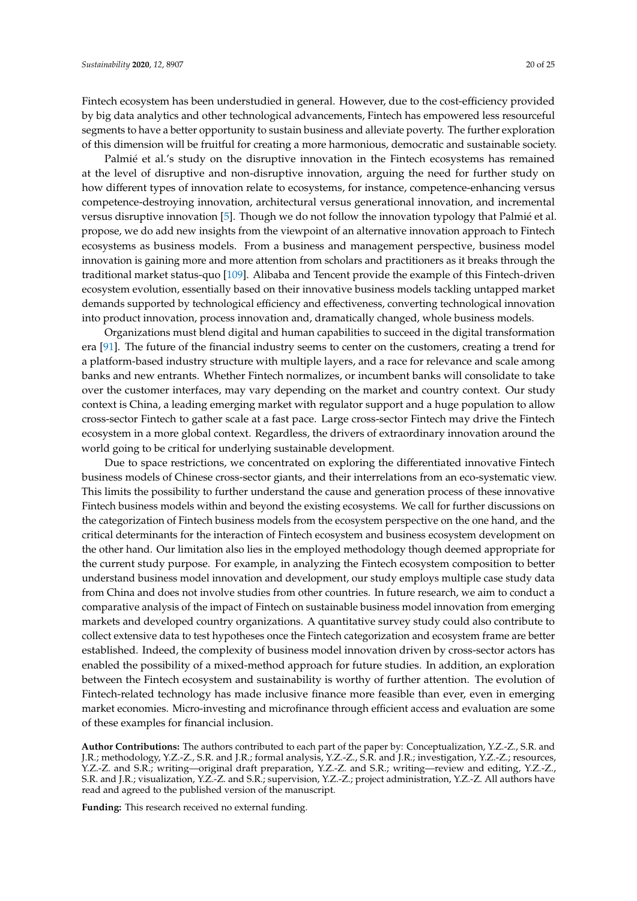Fintech ecosystem has been understudied in general. However, due to the cost-efficiency provided by big data analytics and other technological advancements, Fintech has empowered less resourceful segments to have a better opportunity to sustain business and alleviate poverty. The further exploration of this dimension will be fruitful for creating a more harmonious, democratic and sustainable society.

Palmié et al.'s study on the disruptive innovation in the Fintech ecosystems has remained at the level of disruptive and non-disruptive innovation, arguing the need for further study on how different types of innovation relate to ecosystems, for instance, competence-enhancing versus competence-destroying innovation, architectural versus generational innovation, and incremental versus disruptive innovation [5]. Though we do not follow the innovation typology that Palmié et al. propose, we do add new insights from the viewpoint of an alternative innovation approach to Fintech ecosystems as business models. From a business and management perspective, business model innovation is gaining more and more attention from scholars and practitioners as it breaks through the traditional market status-quo [109]. Alibaba and Tencent provide the example of this Fintech-driven ecosystem evolution, essentially based on their innovative business models tackling untapped market demands supported by technological efficiency and effectiveness, converting technological innovation into product innovation, process innovation and, dramatically changed, whole business models.

Organizations must blend digital and human capabilities to succeed in the digital transformation era [91]. The future of the financial industry seems to center on the customers, creating a trend for a platform-based industry structure with multiple layers, and a race for relevance and scale among banks and new entrants. Whether Fintech normalizes, or incumbent banks will consolidate to take over the customer interfaces, may vary depending on the market and country context. Our study context is China, a leading emerging market with regulator support and a huge population to allow cross-sector Fintech to gather scale at a fast pace. Large cross-sector Fintech may drive the Fintech ecosystem in a more global context. Regardless, the drivers of extraordinary innovation around the world going to be critical for underlying sustainable development.

Due to space restrictions, we concentrated on exploring the differentiated innovative Fintech business models of Chinese cross-sector giants, and their interrelations from an eco-systematic view. This limits the possibility to further understand the cause and generation process of these innovative Fintech business models within and beyond the existing ecosystems. We call for further discussions on the categorization of Fintech business models from the ecosystem perspective on the one hand, and the critical determinants for the interaction of Fintech ecosystem and business ecosystem development on the other hand. Our limitation also lies in the employed methodology though deemed appropriate for the current study purpose. For example, in analyzing the Fintech ecosystem composition to better understand business model innovation and development, our study employs multiple case study data from China and does not involve studies from other countries. In future research, we aim to conduct a comparative analysis of the impact of Fintech on sustainable business model innovation from emerging markets and developed country organizations. A quantitative survey study could also contribute to collect extensive data to test hypotheses once the Fintech categorization and ecosystem frame are better established. Indeed, the complexity of business model innovation driven by cross-sector actors has enabled the possibility of a mixed-method approach for future studies. In addition, an exploration between the Fintech ecosystem and sustainability is worthy of further attention. The evolution of Fintech-related technology has made inclusive finance more feasible than ever, even in emerging market economies. Micro-investing and microfinance through efficient access and evaluation are some of these examples for financial inclusion.

**Author Contributions:** The authors contributed to each part of the paper by: Conceptualization, Y.Z.-Z., S.R. and J.R.; methodology, Y.Z.-Z., S.R. and J.R.; formal analysis, Y.Z.-Z., S.R. and J.R.; investigation, Y.Z.-Z.; resources, Y.Z.-Z. and S.R.; writing—original draft preparation, Y.Z.-Z. and S.R.; writing—review and editing, Y.Z.-Z., S.R. and J.R.; visualization, Y.Z.-Z. and S.R.; supervision, Y.Z.-Z.; project administration, Y.Z.-Z. All authors have read and agreed to the published version of the manuscript.

**Funding:** This research received no external funding.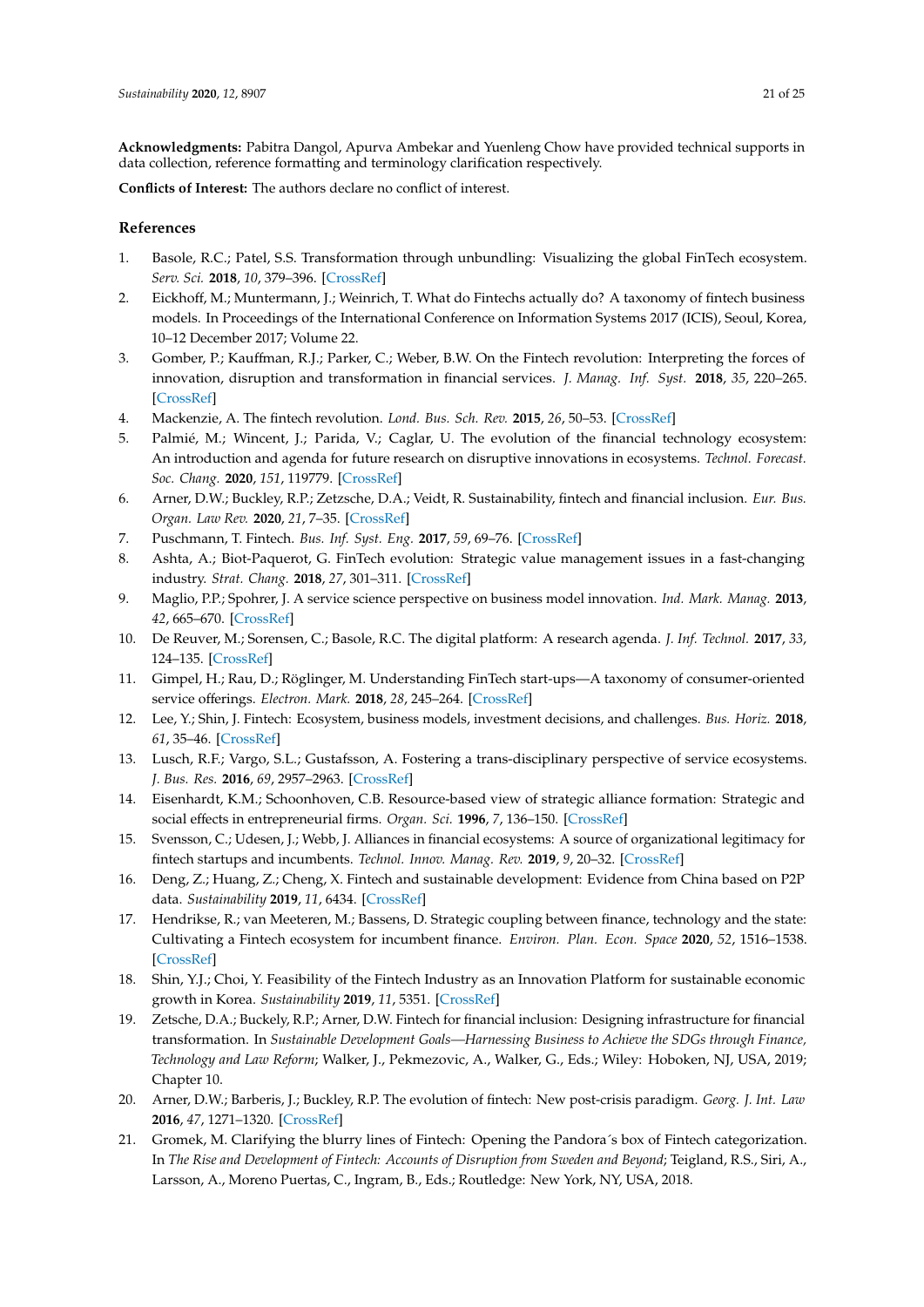**Acknowledgments:** Pabitra Dangol, Apurva Ambekar and Yuenleng Chow have provided technical supports in data collection, reference formatting and terminology clarification respectively.

**Conflicts of Interest:** The authors declare no conflict of interest.

## References

1. Basole, R.C.; Patel, S.S. Transformation through unbundling: Visualizing the global FinTech ecosystem. *Serv. Sci.* **2018**, *10*, 379–396. [CrossRef]
2. Eickhoff, M.; Muntermann, J.; Weinrich, T. What do Fintechs actually do? A taxonomy of fintech business models. In Proceedings of the International Conference on Information Systems 2017 (ICIS), Seoul, Korea, 10–12 December 2017; Volume 22.
3. Gomber, P.; Kauffman, R.J.; Parker, C.; Weber, B.W. On the Fintech revolution: Interpreting the forces of innovation, disruption and transformation in financial services. *J. Manag. Inf. Syst.* **2018**, *35*, 220–265. [CrossRef]
4. Mackenzie, A. The fintech revolution. *Lond. Bus. Sch. Rev.* **2015**, *26*, 50–53. [CrossRef]
5. Palmié, M.; Wincent, J.; Parida, V.; Caglar, U. The evolution of the financial technology ecosystem: An introduction and agenda for future research on disruptive innovations in ecosystems. *Technol. Forecast. Soc. Chang.* **2020**, *151*, 119779. [CrossRef]
6. Arner, D.W.; Buckley, R.P.; Zetzsche, D.A.; Veidt, R. Sustainability, fintech and financial inclusion. *Eur. Bus. Organ. Law Rev.* **2020**, *21*, 7–35. [CrossRef]
7. Puschmann, T. Fintech. *Bus. Inf. Syst. Eng.* **2017**, *59*, 69–76. [CrossRef]
8. Ashta, A.; Biot-Paquerot, G. FinTech evolution: Strategic value management issues in a fast-changing industry. *Strat. Chang.* **2018**, *27*, 301–311. [CrossRef]
9. Maglio, P.P.; Spohrer, J. A service science perspective on business model innovation. *Ind. Mark. Manag.* **2013**, *42*, 665–670. [CrossRef]
10. De Reuver, M.; Sorensen, C.; Basole, R.C. The digital platform: A research agenda. *J. Inf. Technol.* **2017**, *33*, 124–135. [CrossRef]
11. Gimpel, H.; Rau, D.; Röglinger, M. Understanding FinTech start-ups—A taxonomy of consumer-oriented service offerings. *Electron. Mark.* **2018**, *28*, 245–264. [CrossRef]
12. Lee, Y.; Shin, J. Fintech: Ecosystem, business models, investment decisions, and challenges. *Bus. Horiz.* **2018**, *61*, 35–46. [CrossRef]
13. Lusch, R.F.; Vargo, S.L.; Gustafsson, A. Fostering a trans-disciplinary perspective of service ecosystems. *J. Bus. Res.* **2016**, *69*, 2957–2963. [CrossRef]
14. Eisenhardt, K.M.; Schoonhoven, C.B. Resource-based view of strategic alliance formation: Strategic and social effects in entrepreneurial firms. *Organ. Sci.* **1996**, *7*, 136–150. [CrossRef]
15. Svensson, C.; Udesen, J.; Webb, J. Alliances in financial ecosystems: A source of organizational legitimacy for fintech startups and incumbents. *Technol. Innov. Manag. Rev.* **2019**, *9*, 20–32. [CrossRef]
16. Deng, Z.; Huang, Z.; Cheng, X. Fintech and sustainable development: Evidence from China based on P2P data. *Sustainability* **2019**, *11*, 6434. [CrossRef]
17. Hendrikse, R.; van Meeteren, M.; Bassens, D. Strategic coupling between finance, technology and the state: Cultivating a Fintech ecosystem for incumbent finance. *Environ. Plan. Econ. Space* **2020**, *52*, 1516–1538. [CrossRef]
18. Shin, Y.J.; Choi, Y. Feasibility of the Fintech Industry as an Innovation Platform for sustainable economic growth in Korea. *Sustainability* **2019**, *11*, 5351. [CrossRef]
19. Zetsche, D.A.; Buckely, R.P.; Arner, D.W. Fintech for financial inclusion: Designing infrastructure for financial transformation. In *Sustainable Development Goals—Harnessing Business to Achieve the SDGs through Finance, Technology and Law Reform*; Walker, J., Pekmezovic, A., Walker, G., Eds.; Wiley: Hoboken, NJ, USA, 2019; Chapter 10.
20. Arner, D.W.; Barberis, J.; Buckley, R.P. The evolution of fintech: New post-crisis paradigm. *Georg. J. Int. Law* **2016**, *47*, 1271–1320. [CrossRef]
21. Gromek, M. Clarifying the blurry lines of Fintech: Opening the Pandora´s box of Fintech categorization. In *The Rise and Development of Fintech: Accounts of Disruption from Sweden and Beyond*; Teigland, R.S., Siri, A., Larsson, A., Moreno Puertas, C., Ingram, B., Eds.; Routledge: New York, NY, USA, 2018.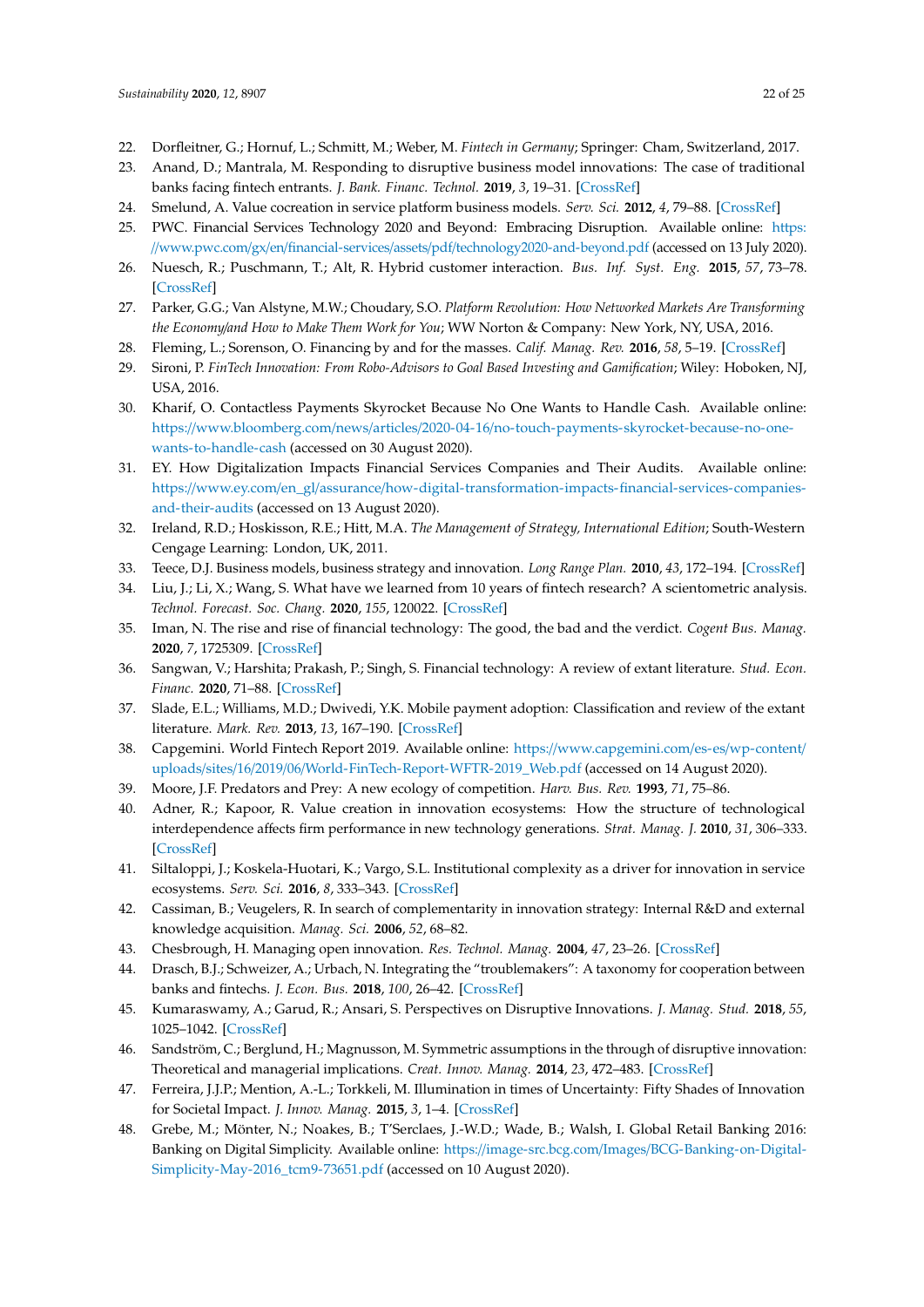22. Dorfleitner, G.; Hornuf, L.; Schmitt, M.; Weber, M. *Fintech in Germany*; Springer: Cham, Switzerland, 2017.
23. Anand, D.; Mantrala, M. Responding to disruptive business model innovations: The case of traditional banks facing fintech entrants. *J. Bank. Financ. Technol.* **2019**, *3*, 19–31. [CrossRef]
24. Smelund, A. Value cocreation in service platform business models. *Serv. Sci.* **2012**, *4*, 79–88. [CrossRef]
25. PWC. Financial Services Technology 2020 and Beyond: Embracing Disruption. Available online: https://www.pwc.com/gx/en/financial-services/assets/pdf/technology2020-and-beyond.pdf (accessed on 13 July 2020).
26. Nuesch, R.; Puschmann, T.; Alt, R. Hybrid customer interaction. *Bus. Inf. Syst. Eng.* **2015**, *57*, 73–78. [CrossRef]
27. Parker, G.G.; Van Alstyne, M.W.; Choudary, S.O. *Platform Revolution: How Networked Markets Are Transforming the Economy/and How to Make Them Work for You*; WW Norton & Company: New York, NY, USA, 2016.
28. Fleming, L.; Sorenson, O. Financing by and for the masses. *Calif. Manag. Rev.* **2016**, *58*, 5–19. [CrossRef]
29. Sironi, P. *FinTech Innovation: From Robo-Advisors to Goal Based Investing and Gamification*; Wiley: Hoboken, NJ, USA, 2016.
30. Kharif, O. Contactless Payments Skyrocket Because No One Wants to Handle Cash. Available online: https://www.bloomberg.com/news/articles/2020-04-16/no-touch-payments-skyrocket-because-no-one-wants-to-handle-cash (accessed on 30 August 2020).
31. EY. How Digitalization Impacts Financial Services Companies and Their Audits. Available online: https://www.ey.com/en_gl/assurance/how-digital-transformation-impacts-financial-services-companies-and-their-audits (accessed on 13 August 2020).
32. Ireland, R.D.; Hoskisson, R.E.; Hitt, M.A. *The Management of Strategy, International Edition*; South-Western Cengage Learning: London, UK, 2011.
33. Teece, D.J. Business models, business strategy and innovation. *Long Range Plan.* **2010**, *43*, 172–194. [CrossRef]
34. Liu, J.; Li, X.; Wang, S. What have we learned from 10 years of fintech research? A scientometric analysis. *Technol. Forecast. Soc. Chang.* **2020**, *155*, 120022. [CrossRef]
35. Iman, N. The rise and rise of financial technology: The good, the bad and the verdict. *Cogent Bus. Manag.* **2020**, *7*, 1725309. [CrossRef]
36. Sangwan, V.; Harshita; Prakash, P.; Singh, S. Financial technology: A review of extant literature. *Stud. Econ. Financ.* **2020**, 71–88. [CrossRef]
37. Slade, E.L.; Williams, M.D.; Dwivedi, Y.K. Mobile payment adoption: Classification and review of the extant literature. *Mark. Rev.* **2013**, *13*, 167–190. [CrossRef]
38. Capgemini. World Fintech Report 2019. Available online: https://www.capgemini.com/es-es/wp-content/uploads/sites/16/2019/06/World-FinTech-Report-WFTR-2019_Web.pdf (accessed on 14 August 2020).
39. Moore, J.F. Predators and Prey: A new ecology of competition. *Harv. Bus. Rev.* **1993**, *71*, 75–86.
40. Adner, R.; Kapoor, R. Value creation in innovation ecosystems: How the structure of technological interdependence affects firm performance in new technology generations. *Strat. Manag. J.* **2010**, *31*, 306–333. [CrossRef]
41. Siltaloppi, J.; Koskela-Huotari, K.; Vargo, S.L. Institutional complexity as a driver for innovation in service ecosystems. *Serv. Sci.* **2016**, *8*, 333–343. [CrossRef]
42. Cassiman, B.; Veugelers, R. In search of complementarity in innovation strategy: Internal R&D and external knowledge acquisition. *Manag. Sci.* **2006**, *52*, 68–82.
43. Chesbrough, H. Managing open innovation. *Res. Technol. Manag.* **2004**, *47*, 23–26. [CrossRef]
44. Drasch, B.J.; Schweizer, A.; Urbach, N. Integrating the "troublemakers": A taxonomy for cooperation between banks and fintechs. *J. Econ. Bus.* **2018**, *100*, 26–42. [CrossRef]
45. Kumaraswamy, A.; Garud, R.; Ansari, S. Perspectives on Disruptive Innovations. *J. Manag. Stud.* **2018**, *55*, 1025–1042. [CrossRef]
46. Sandström, C.; Berglund, H.; Magnusson, M. Symmetric assumptions in the through of disruptive innovation: Theoretical and managerial implications. *Creat. Innov. Manag.* **2014**, *23*, 472–483. [CrossRef]
47. Ferreira, J.J.P.; Mention, A.-L.; Torkkeli, M. Illumination in times of Uncertainty: Fifty Shades of Innovation for Societal Impact. *J. Innov. Manag.* **2015**, *3*, 1–4. [CrossRef]
48. Grebe, M.; Mönter, N.; Noakes, B.; T'Serclaes, J.-W.D.; Wade, B.; Walsh, I. Global Retail Banking 2016: Banking on Digital Simplicity. Available online: https://image-src.bcg.com/Images/BCG-Banking-on-Digital-Simplicity-May-2016_tcm9-73651.pdf (accessed on 10 August 2020).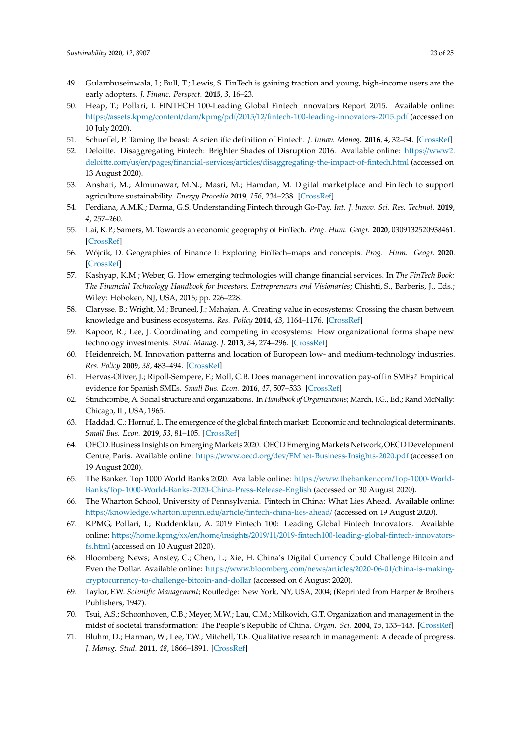49. Gulamhuseinwala, I.; Bull, T.; Lewis, S. FinTech is gaining traction and young, high-income users are the early adopters. *J. Financ. Perspect.* **2015**, *3*, 16–23.
50. Heap, T.; Pollari, I. FINTECH 100-Leading Global Fintech Innovators Report 2015. Available online: https://assets.kpmg/content/dam/kpmg/pdf/2015/12/fintech-100-leading-innovators-2015.pdf (accessed on 10 July 2020).
51. Schueffel, P. Taming the beast: A scientific definition of Fintech. *J. Innov. Manag.* **2016**, *4*, 32–54. [CrossRef]
52. Deloitte. Disaggregating Fintech: Brighter Shades of Disruption 2016. Available online: https://www2.deloitte.com/us/en/pages/financial-services/articles/disaggregating-the-impact-of-fintech.html (accessed on 13 August 2020).
53. Anshari, M.; Almunawar, M.N.; Masri, M.; Hamdan, M. Digital marketplace and FinTech to support agriculture sustainability. *Energy Procedia* **2019**, *156*, 234–238. [CrossRef]
54. Ferdiana, A.M.K.; Darma, G.S. Understanding Fintech through Go-Pay. *Int. J. Innov. Sci. Res. Technol.* **2019**, *4*, 257–260.
55. Lai, K.P.; Samers, M. Towards an economic geography of FinTech. *Prog. Hum. Geogr.* **2020**, 0309132520938461. [CrossRef]
56. Wójcik, D. Geographies of Finance I: Exploring FinTech–maps and concepts. *Prog. Hum. Geogr.* **2020**. [CrossRef]
57. Kashyap, K.M.; Weber, G. How emerging technologies will change financial services. In *The FinTech Book: The Financial Technology Handbook for Investors, Entrepreneurs and Visionaries*; Chishti, S., Barberis, J., Eds.; Wiley: Hoboken, NJ, USA, 2016; pp. 226–228.
58. Clarysse, B.; Wright, M.; Bruneel, J.; Mahajan, A. Creating value in ecosystems: Crossing the chasm between knowledge and business ecosystems. *Res. Policy* **2014**, *43*, 1164–1176. [CrossRef]
59. Kapoor, R.; Lee, J. Coordinating and competing in ecosystems: How organizational forms shape new technology investments. *Strat. Manag. J.* **2013**, *34*, 274–296. [CrossRef]
60. Heidenreich, M. Innovation patterns and location of European low- and medium-technology industries. *Res. Policy* **2009**, *38*, 483–494. [CrossRef]
61. Hervas-Oliver, J.; Ripoll-Sempere, F.; Moll, C.B. Does management innovation pay-off in SMEs? Empirical evidence for Spanish SMEs. *Small Bus. Econ.* **2016**, *47*, 507–533. [CrossRef]
62. Stinchcombe, A. Social structure and organizations. In *Handbook of Organizations*; March, J.G., Ed.; Rand McNally: Chicago, IL, USA, 1965.
63. Haddad, C.; Hornuf, L. The emergence of the global fintech market: Economic and technological determinants. *Small Bus. Econ.* **2019**, *53*, 81–105. [CrossRef]
64. OECD. Business Insights on Emerging Markets 2020. OECD Emerging Markets Network, OECD Development Centre, Paris. Available online: https://www.oecd.org/dev/EMnet-Business-Insights-2020.pdf (accessed on 19 August 2020).
65. The Banker. Top 1000 World Banks 2020. Available online: https://www.thebanker.com/Top-1000-World-Banks/Top-1000-World-Banks-2020-China-Press-Release-English (accessed on 30 August 2020).
66. The Wharton School, University of Pennsylvania. Fintech in China: What Lies Ahead. Available online: https://knowledge.wharton.upenn.edu/article/fintech-china-lies-ahead/ (accessed on 19 August 2020).
67. KPMG; Pollari, I.; Ruddenklau, A. 2019 Fintech 100: Leading Global Fintech Innovators. Available online: https://home.kpmg/xx/en/home/insights/2019/11/2019-fintech100-leading-global-fintech-innovators-fs.html (accessed on 10 August 2020).
68. Bloomberg News; Anstey, C.; Chen, L.; Xie, H. China's Digital Currency Could Challenge Bitcoin and Even the Dollar. Available online: https://www.bloomberg.com/news/articles/2020-06-01/china-is-making-cryptocurrency-to-challenge-bitcoin-and-dollar (accessed on 6 August 2020).
69. Taylor, F.W. *Scientific Management*; Routledge: New York, NY, USA, 2004; (Reprinted from Harper & Brothers Publishers, 1947).
70. Tsui, A.S.; Schoonhoven, C.B.; Meyer, M.W.; Lau, C.M.; Milkovich, G.T. Organization and management in the midst of societal transformation: The People's Republic of China. *Organ. Sci.* **2004**, *15*, 133–145. [CrossRef]
71. Bluhm, D.; Harman, W.; Lee, T.W.; Mitchell, T.R. Qualitative research in management: A decade of progress. *J. Manag. Stud.* **2011**, *48*, 1866–1891. [CrossRef]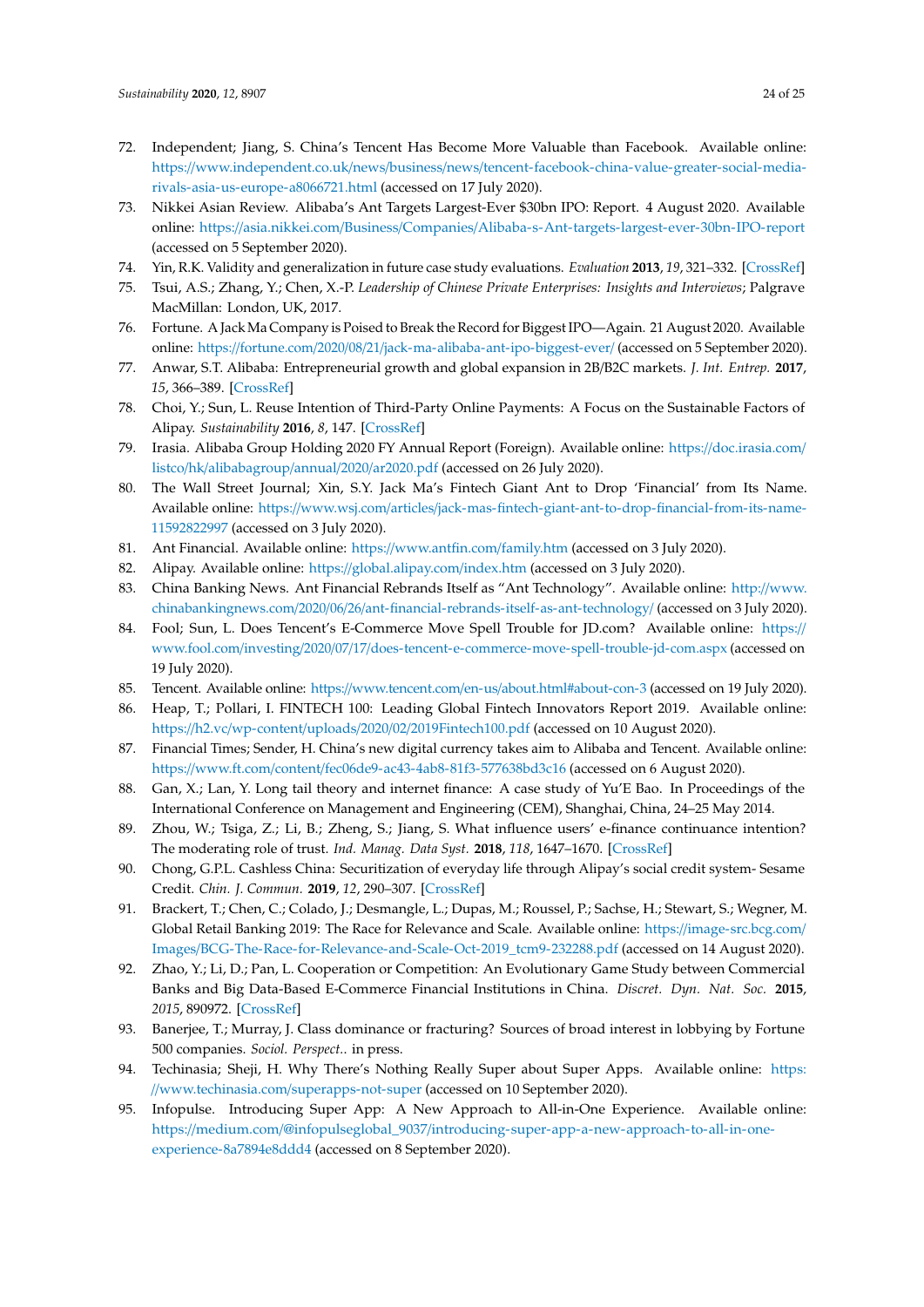72. Independent; Jiang, S. China's Tencent Has Become More Valuable than Facebook. Available online: https://www.independent.co.uk/news/business/news/tencent-facebook-china-value-greater-social-media-rivals-asia-us-europe-a8066721.html (accessed on 17 July 2020).
73. Nikkei Asian Review. Alibaba's Ant Targets Largest-Ever $30bn IPO: Report. 4 August 2020. Available online: https://asia.nikkei.com/Business/Companies/Alibaba-s-Ant-targets-largest-ever-30bn-IPO-report (accessed on 5 September 2020).
74. Yin, R.K. Validity and generalization in future case study evaluations. *Evaluation* **2013**, *19*, 321–332. [CrossRef]
75. Tsui, A.S.; Zhang, Y.; Chen, X.-P. *Leadership of Chinese Private Enterprises: Insights and Interviews*; Palgrave MacMillan: London, UK, 2017.
76. Fortune. A Jack Ma Company is Poised to Break the Record for Biggest IPO—Again. 21 August 2020. Available online: https://fortune.com/2020/08/21/jack-ma-alibaba-ant-ipo-biggest-ever/ (accessed on 5 September 2020).
77. Anwar, S.T. Alibaba: Entrepreneurial growth and global expansion in 2B/B2C markets. *J. Int. Entrep.* **2017**, *15*, 366–389. [CrossRef]
78. Choi, Y.; Sun, L. Reuse Intention of Third-Party Online Payments: A Focus on the Sustainable Factors of Alipay. *Sustainability* **2016**, *8*, 147. [CrossRef]
79. Irasia. Alibaba Group Holding 2020 FY Annual Report (Foreign). Available online: https://doc.irasia.com/listco/hk/alibabagroup/annual/2020/ar2020.pdf (accessed on 26 July 2020).
80. The Wall Street Journal; Xin, S.Y. Jack Ma's Fintech Giant Ant to Drop 'Financial' from Its Name. Available online: https://www.wsj.com/articles/jack-mas-fintech-giant-ant-to-drop-financial-from-its-name-11592822997 (accessed on 3 July 2020).
81. Ant Financial. Available online: https://www.antfin.com/family.htm (accessed on 3 July 2020).
82. Alipay. Available online: https://global.alipay.com/index.htm (accessed on 3 July 2020).
83. China Banking News. Ant Financial Rebrands Itself as "Ant Technology". Available online: http://www.chinabankingnews.com/2020/06/26/ant-financial-rebrands-itself-as-ant-technology/ (accessed on 3 July 2020).
84. Fool; Sun, L. Does Tencent's E-Commerce Move Spell Trouble for JD.com? Available online: https://www.fool.com/investing/2020/07/17/does-tencent-e-commerce-move-spell-trouble-jd-com.aspx (accessed on 19 July 2020).
85. Tencent. Available online: https://www.tencent.com/en-us/about.html#about-con-3 (accessed on 19 July 2020).
86. Heap, T.; Pollari, I. FINTECH 100: Leading Global Fintech Innovators Report 2019. Available online: https://h2.vc/wp-content/uploads/2020/02/2019Fintech100.pdf (accessed on 10 August 2020).
87. Financial Times; Sender, H. China's new digital currency takes aim to Alibaba and Tencent. Available online: https://www.ft.com/content/fec06de9-ac43-4ab8-81f3-577638bd3c16 (accessed on 6 August 2020).
88. Gan, X.; Lan, Y. Long tail theory and internet finance: A case study of Yu'E Bao. In Proceedings of the International Conference on Management and Engineering (CEM), Shanghai, China, 24–25 May 2014.
89. Zhou, W.; Tsiga, Z.; Li, B.; Zheng, S.; Jiang, S. What influence users' e-finance continuance intention? The moderating role of trust. *Ind. Manag. Data Syst.* **2018**, *118*, 1647–1670. [CrossRef]
90. Chong, G.P.L. Cashless China: Securitization of everyday life through Alipay's social credit system- Sesame Credit. *Chin. J. Commun.* **2019**, *12*, 290–307. [CrossRef]
91. Brackert, T.; Chen, C.; Colado, J.; Desmangle, L.; Dupas, M.; Roussel, P.; Sachse, H.; Stewart, S.; Wegner, M. Global Retail Banking 2019: The Race for Relevance and Scale. Available online: https://image-src.bcg.com/Images/BCG-The-Race-for-Relevance-and-Scale-Oct-2019_tcm9-232288.pdf (accessed on 14 August 2020).
92. Zhao, Y.; Li, D.; Pan, L. Cooperation or Competition: An Evolutionary Game Study between Commercial Banks and Big Data-Based E-Commerce Financial Institutions in China. *Discret. Dyn. Nat. Soc.* **2015**, *2015*, 890972. [CrossRef]
93. Banerjee, T.; Murray, J. Class dominance or fracturing? Sources of broad interest in lobbying by Fortune 500 companies. *Sociol. Perspect.*. in press.
94. Techinasia; Sheji, H. Why There's Nothing Really Super about Super Apps. Available online: https://www.techinasia.com/superapps-not-super (accessed on 10 September 2020).
95. Infopulse. Introducing Super App: A New Approach to All-in-One Experience. Available online: https://medium.com/@infopulseglobal_9037/introducing-super-app-a-new-approach-to-all-in-one-experience-8a7894e8ddd4 (accessed on 8 September 2020).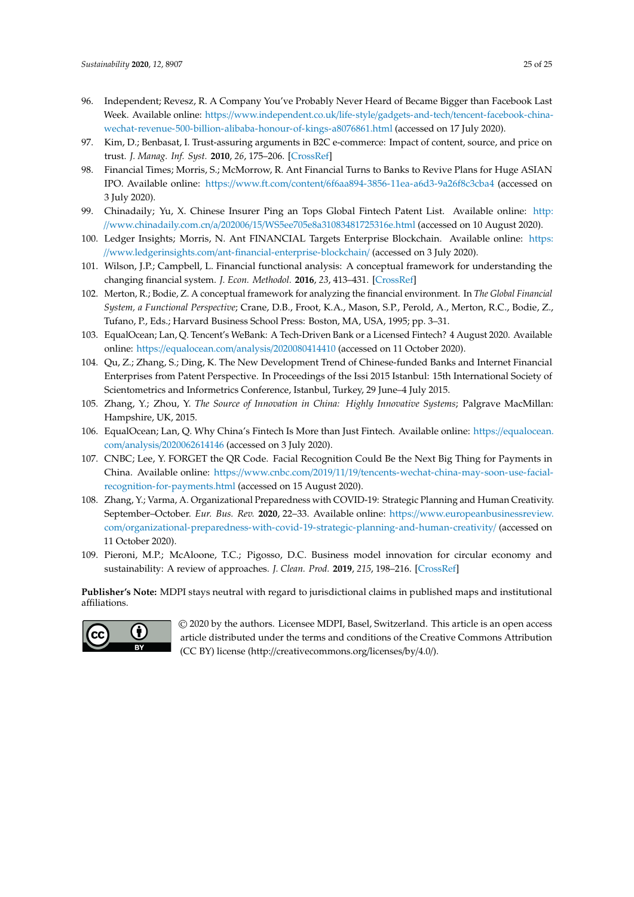96. Independent; Revesz, R. A Company You've Probably Never Heard of Became Bigger than Facebook Last Week. Available online: https://www.independent.co.uk/life-style/gadgets-and-tech/tencent-facebook-china-wechat-revenue-500-billion-alibaba-honour-of-kings-a8076861.html (accessed on 17 July 2020).
97. Kim, D.; Benbasat, I. Trust-assuring arguments in B2C e-commerce: Impact of content, source, and price on trust. *J. Manag. Inf. Syst.* **2010**, *26*, 175–206. [CrossRef]
98. Financial Times; Morris, S.; McMorrow, R. Ant Financial Turns to Banks to Revive Plans for Huge ASIAN IPO. Available online: https://www.ft.com/content/6f6aa894-3856-11ea-a6d3-9a26f8c3cba4 (accessed on 3 July 2020).
99. Chinadaily; Yu, X. Chinese Insurer Ping an Tops Global Fintech Patent List. Available online: http://www.chinadaily.com.cn/a/202006/15/WS5ee705e8a31083481725316e.html (accessed on 10 August 2020).
100. Ledger Insights; Morris, N. Ant FINANCIAL Targets Enterprise Blockchain. Available online: https://www.ledgerinsights.com/ant-financial-enterprise-blockchain/ (accessed on 3 July 2020).
101. Wilson, J.P.; Campbell, L. Financial functional analysis: A conceptual framework for understanding the changing financial system. *J. Econ. Methodol.* **2016**, *23*, 413–431. [CrossRef]
102. Merton, R.; Bodie, Z. A conceptual framework for analyzing the financial environment. In *The Global Financial System, a Functional Perspective*; Crane, D.B., Froot, K.A., Mason, S.P., Perold, A., Merton, R.C., Bodie, Z., Tufano, P., Eds.; Harvard Business School Press: Boston, MA, USA, 1995; pp. 3–31.
103. EqualOcean; Lan, Q. Tencent's WeBank: A Tech-Driven Bank or a Licensed Fintech? 4 August 2020. Available online: https://equalocean.com/analysis/2020080414410 (accessed on 11 October 2020).
104. Qu, Z.; Zhang, S.; Ding, K. The New Development Trend of Chinese-funded Banks and Internet Financial Enterprises from Patent Perspective. In Proceedings of the Issi 2015 Istanbul: 15th International Society of Scientometrics and Informetrics Conference, Istanbul, Turkey, 29 June–4 July 2015.
105. Zhang, Y.; Zhou, Y. *The Source of Innovation in China: Highly Innovative Systems*; Palgrave MacMillan: Hampshire, UK, 2015.
106. EqualOcean; Lan, Q. Why China's Fintech Is More than Just Fintech. Available online: https://equalocean.com/analysis/2020062614146 (accessed on 3 July 2020).
107. CNBC; Lee, Y. FORGET the QR Code. Facial Recognition Could Be the Next Big Thing for Payments in China. Available online: https://www.cnbc.com/2019/11/19/tencents-wechat-china-may-soon-use-facial-recognition-for-payments.html (accessed on 15 August 2020).
108. Zhang, Y.; Varma, A. Organizational Preparedness with COVID-19: Strategic Planning and Human Creativity. September–October. *Eur. Bus. Rev.* **2020**, 22–33. Available online: https://www.europeanbusinessreview.com/organizational-preparedness-with-covid-19-strategic-planning-and-human-creativity/ (accessed on 11 October 2020).
109. Pieroni, M.P.; McAloone, T.C.; Pigosso, D.C. Business model innovation for circular economy and sustainability: A review of approaches. *J. Clean. Prod.* **2019**, *215*, 198–216. [CrossRef]

**Publisher's Note:** MDPI stays neutral with regard to jurisdictional claims in published maps and institutional affiliations.

© 2020 by the authors. Licensee MDPI, Basel, Switzerland. This article is an open access article distributed under the terms and conditions of the Creative Commons Attribution (CC BY) license (http://creativecommons.org/licenses/by/4.0/).